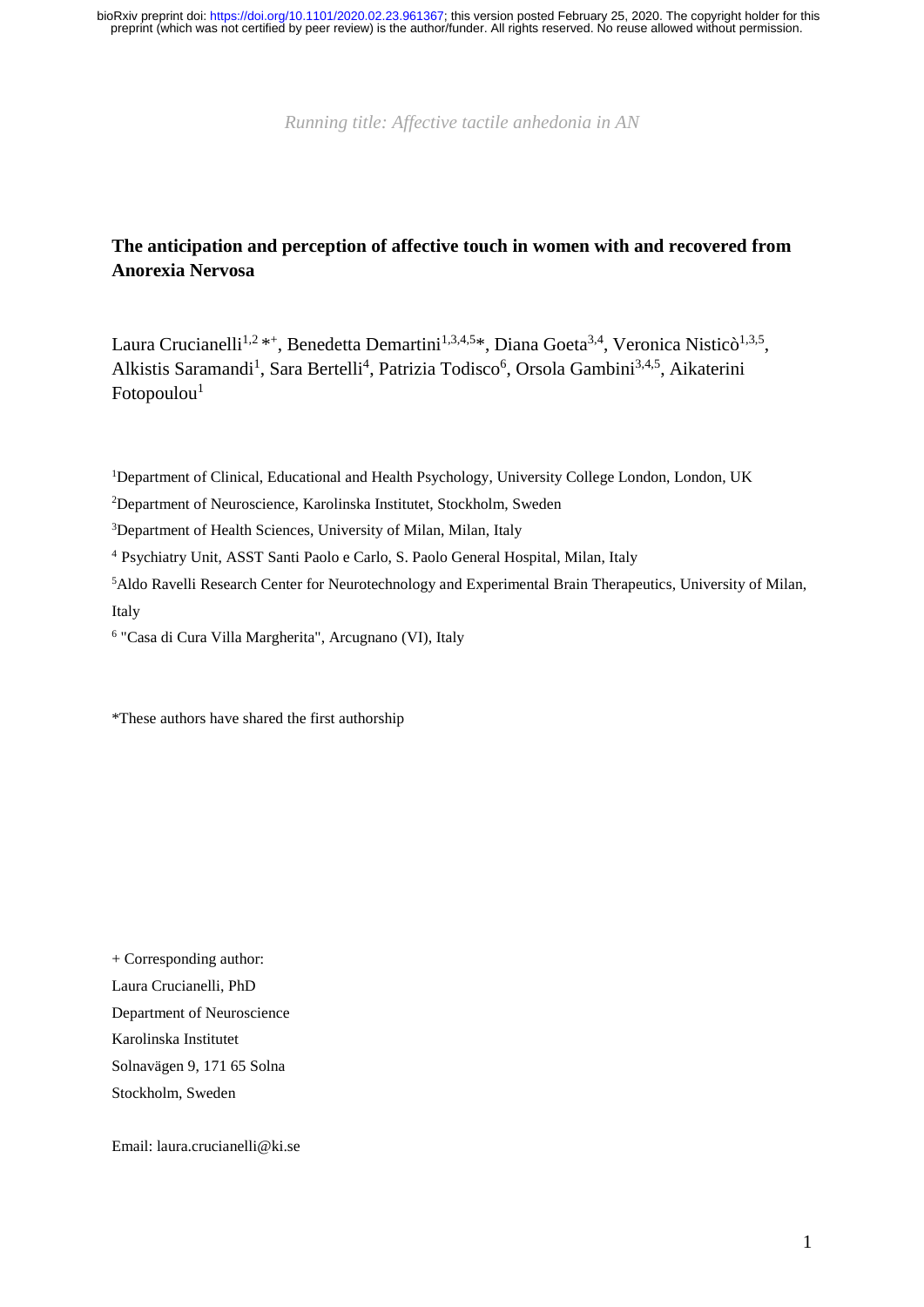bioRxiv preprint doi: https://doi.org/10.1101/2020.02.23.961367; this version posted February 25, 2020. The copyright holder for this preprint (which was not certified by peer review) is the author/funder. All rights reserved. No reuse allowed without permission.

*Running title: Affective tactile anhedonia in AN*

**The anticipation and perception of affective touch in women with and recovered from Anorexia Nervosa**

Laura Crucianelli[1,2] *+, Benedetta Demartini[1,3,4,5]*, Diana Goeta[3,4], Veronica Nisticò[1,3,5], Alkistis Saramandi[1], Sara Bertelli[4], Patrizia Todisco[6], Orsola Gambini[3,4,5], Aikaterini Fotopoulou[1]

[1]Department of Clinical, Educational and Health Psychology, University College London, London, UK

[2]Department of Neuroscience, Karolinska Institutet, Stockholm, Sweden

[3]Department of Health Sciences, University of Milan, Milan, Italy

[4] Psychiatry Unit, ASST Santi Paolo e Carlo, S. Paolo General Hospital, Milan, Italy

[5]Aldo Ravelli Research Center for Neurotechnology and Experimental Brain Therapeutics, University of Milan, Italy

[6] "Casa di Cura Villa Margherita", Arcugnano (VI), Italy

*These authors have shared the first authorship

+ Corresponding author:
Laura Crucianelli, PhD
Department of Neuroscience
Karolinska Institutet
Solnavägen 9, 171 65 Solna
Stockholm, Sweden

Email: laura.crucianelli@ki.se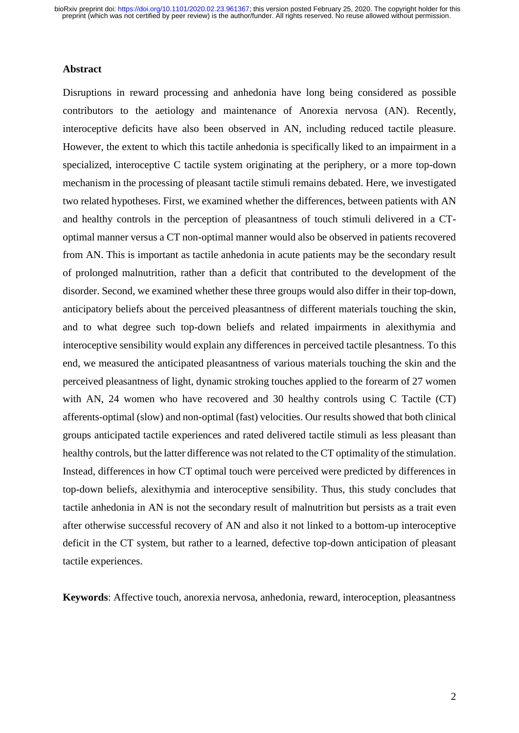## Abstract

Disruptions in reward processing and anhedonia have long being considered as possible contributors to the aetiology and maintenance of Anorexia nervosa (AN). Recently, interoceptive deficits have also been observed in AN, including reduced tactile pleasure. However, the extent to which this tactile anhedonia is specifically liked to an impairment in a specialized, interoceptive C tactile system originating at the periphery, or a more top-down mechanism in the processing of pleasant tactile stimuli remains debated. Here, we investigated two related hypotheses. First, we examined whether the differences, between patients with AN and healthy controls in the perception of pleasantness of touch stimuli delivered in a CT-optimal manner versus a CT non-optimal manner would also be observed in patients recovered from AN. This is important as tactile anhedonia in acute patients may be the secondary result of prolonged malnutrition, rather than a deficit that contributed to the development of the disorder. Second, we examined whether these three groups would also differ in their top-down, anticipatory beliefs about the perceived pleasantness of different materials touching the skin, and to what degree such top-down beliefs and related impairments in alexithymia and interoceptive sensibility would explain any differences in perceived tactile plesantness. To this end, we measured the anticipated pleasantness of various materials touching the skin and the perceived pleasantness of light, dynamic stroking touches applied to the forearm of 27 women with AN, 24 women who have recovered and 30 healthy controls using C Tactile (CT) afferents-optimal (slow) and non-optimal (fast) velocities. Our results showed that both clinical groups anticipated tactile experiences and rated delivered tactile stimuli as less pleasant than healthy controls, but the latter difference was not related to the CT optimality of the stimulation. Instead, differences in how CT optimal touch were perceived were predicted by differences in top-down beliefs, alexithymia and interoceptive sensibility. Thus, this study concludes that tactile anhedonia in AN is not the secondary result of malnutrition but persists as a trait even after otherwise successful recovery of AN and also it not linked to a bottom-up interoceptive deficit in the CT system, but rather to a learned, defective top-down anticipation of pleasant tactile experiences.

**Keywords**: Affective touch, anorexia nervosa, anhedonia, reward, interoception, pleasantness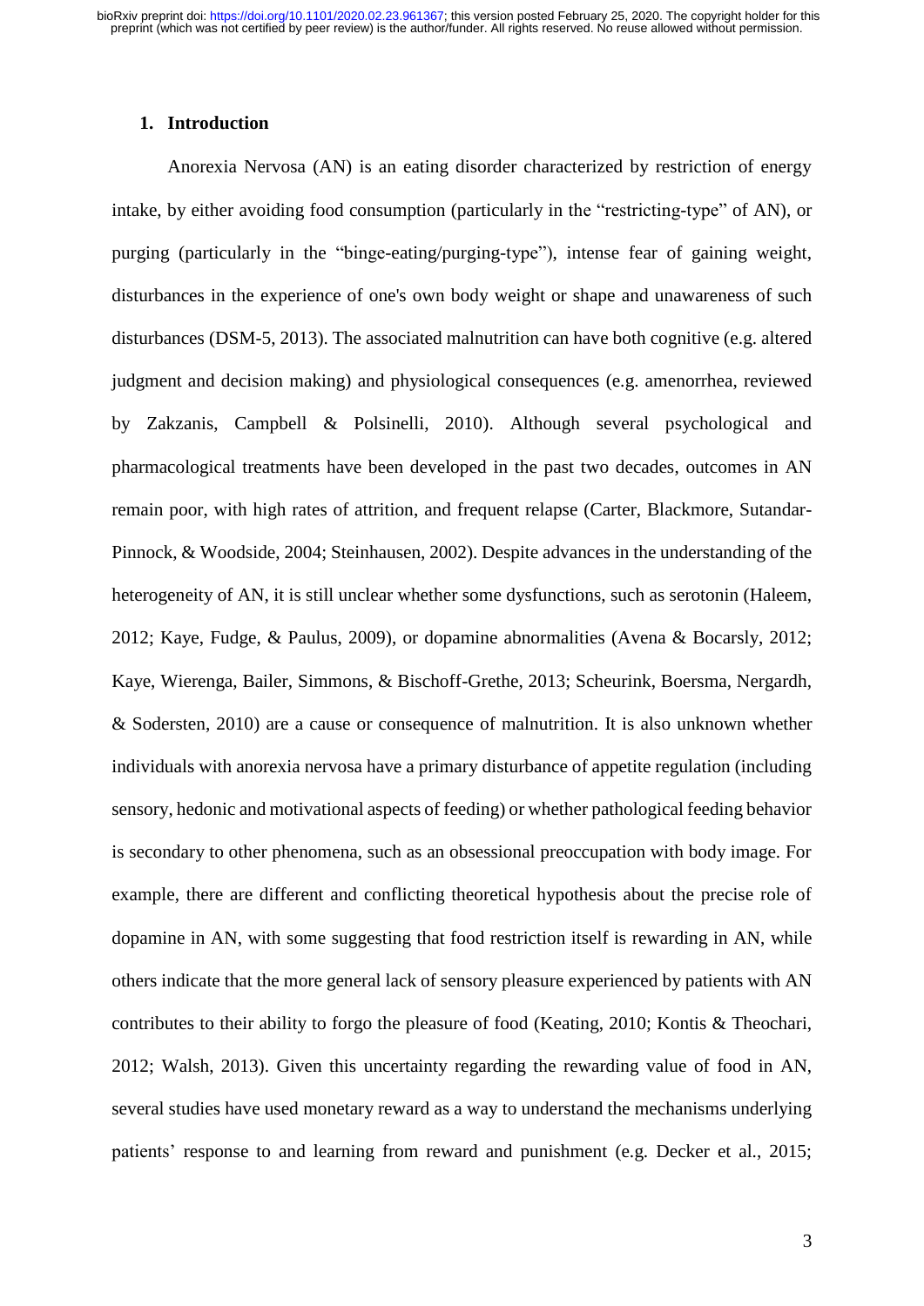## 1. Introduction

Anorexia Nervosa (AN) is an eating disorder characterized by restriction of energy intake, by either avoiding food consumption (particularly in the "restricting-type" of AN), or purging (particularly in the "binge-eating/purging-type"), intense fear of gaining weight, disturbances in the experience of one's own body weight or shape and unawareness of such disturbances (DSM-5, 2013). The associated malnutrition can have both cognitive (e.g. altered judgment and decision making) and physiological consequences (e.g. amenorrhea, reviewed by Zakzanis, Campbell & Polsinelli, 2010). Although several psychological and pharmacological treatments have been developed in the past two decades, outcomes in AN remain poor, with high rates of attrition, and frequent relapse (Carter, Blackmore, Sutandar-Pinnock, & Woodside, 2004; Steinhausen, 2002). Despite advances in the understanding of the heterogeneity of AN, it is still unclear whether some dysfunctions, such as serotonin (Haleem, 2012; Kaye, Fudge, & Paulus, 2009), or dopamine abnormalities (Avena & Bocarsly, 2012; Kaye, Wierenga, Bailer, Simmons, & Bischoff-Grethe, 2013; Scheurink, Boersma, Nergardh, & Sodersten, 2010) are a cause or consequence of malnutrition. It is also unknown whether individuals with anorexia nervosa have a primary disturbance of appetite regulation (including sensory, hedonic and motivational aspects of feeding) or whether pathological feeding behavior is secondary to other phenomena, such as an obsessional preoccupation with body image. For example, there are different and conflicting theoretical hypothesis about the precise role of dopamine in AN, with some suggesting that food restriction itself is rewarding in AN, while others indicate that the more general lack of sensory pleasure experienced by patients with AN contributes to their ability to forgo the pleasure of food (Keating, 2010; Kontis & Theochari, 2012; Walsh, 2013). Given this uncertainty regarding the rewarding value of food in AN, several studies have used monetary reward as a way to understand the mechanisms underlying patients' response to and learning from reward and punishment (e.g. Decker et al., 2015;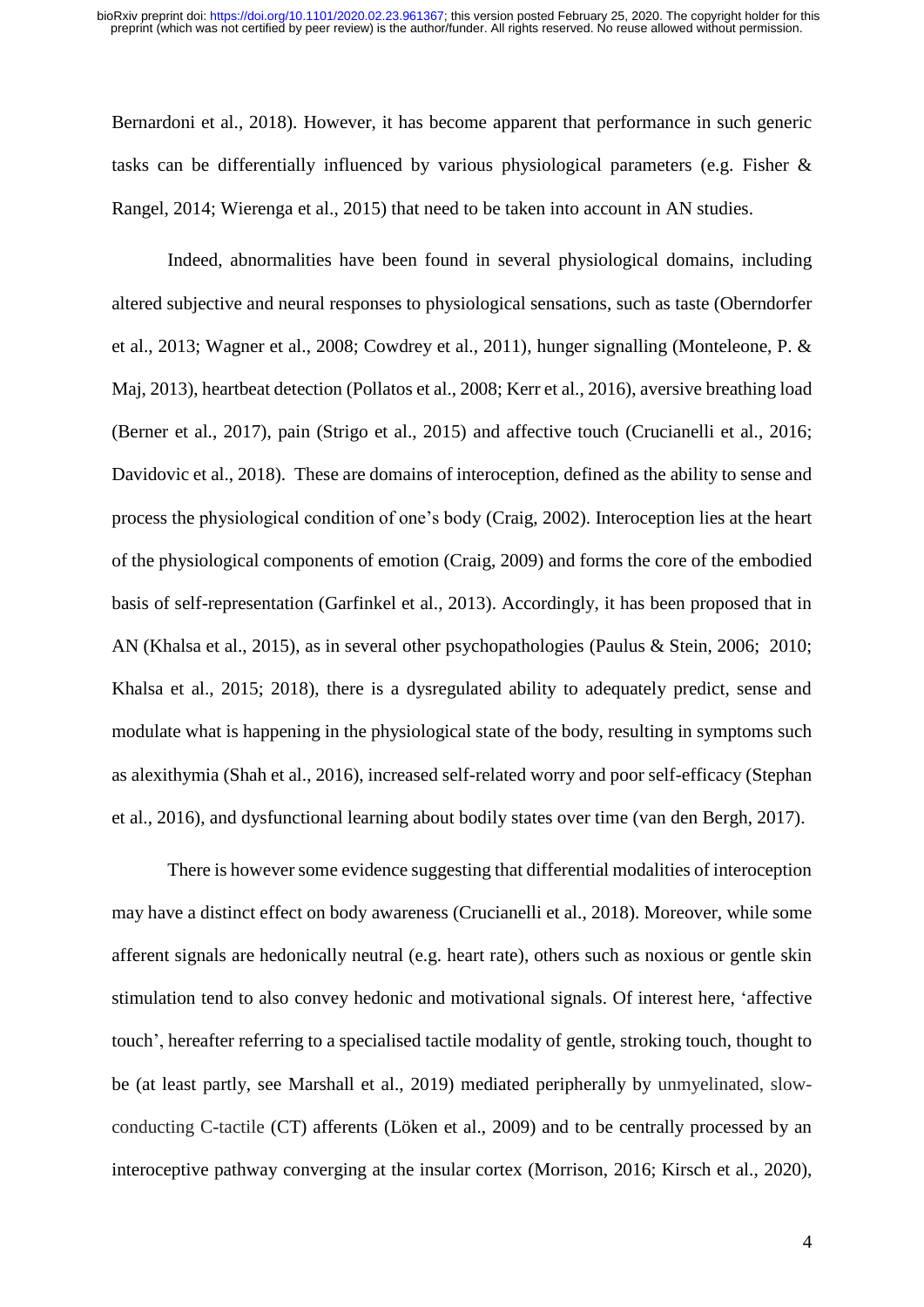Bernardoni et al., 2018). However, it has become apparent that performance in such generic tasks can be differentially influenced by various physiological parameters (e.g. Fisher & Rangel, 2014; Wierenga et al., 2015) that need to be taken into account in AN studies.

Indeed, abnormalities have been found in several physiological domains, including altered subjective and neural responses to physiological sensations, such as taste (Oberndorfer et al., 2013; Wagner et al., 2008; Cowdrey et al., 2011), hunger signalling (Monteleone, P. & Maj, 2013), heartbeat detection (Pollatos et al., 2008; Kerr et al., 2016), aversive breathing load (Berner et al., 2017), pain (Strigo et al., 2015) and affective touch (Crucianelli et al., 2016; Davidovic et al., 2018). These are domains of interoception, defined as the ability to sense and process the physiological condition of one's body (Craig, 2002). Interoception lies at the heart of the physiological components of emotion (Craig, 2009) and forms the core of the embodied basis of self-representation (Garfinkel et al., 2013). Accordingly, it has been proposed that in AN (Khalsa et al., 2015), as in several other psychopathologies (Paulus & Stein, 2006; 2010; Khalsa et al., 2015; 2018), there is a dysregulated ability to adequately predict, sense and modulate what is happening in the physiological state of the body, resulting in symptoms such as alexithymia (Shah et al., 2016), increased self-related worry and poor self-efficacy (Stephan et al., 2016), and dysfunctional learning about bodily states over time (van den Bergh, 2017).

There is however some evidence suggesting that differential modalities of interoception may have a distinct effect on body awareness (Crucianelli et al., 2018). Moreover, while some afferent signals are hedonically neutral (e.g. heart rate), others such as noxious or gentle skin stimulation tend to also convey hedonic and motivational signals. Of interest here, 'affective touch', hereafter referring to a specialised tactile modality of gentle, stroking touch, thought to be (at least partly, see Marshall et al., 2019) mediated peripherally by unmyelinated, slow-conducting C-tactile (CT) afferents (Löken et al., 2009) and to be centrally processed by an interoceptive pathway converging at the insular cortex (Morrison, 2016; Kirsch et al., 2020),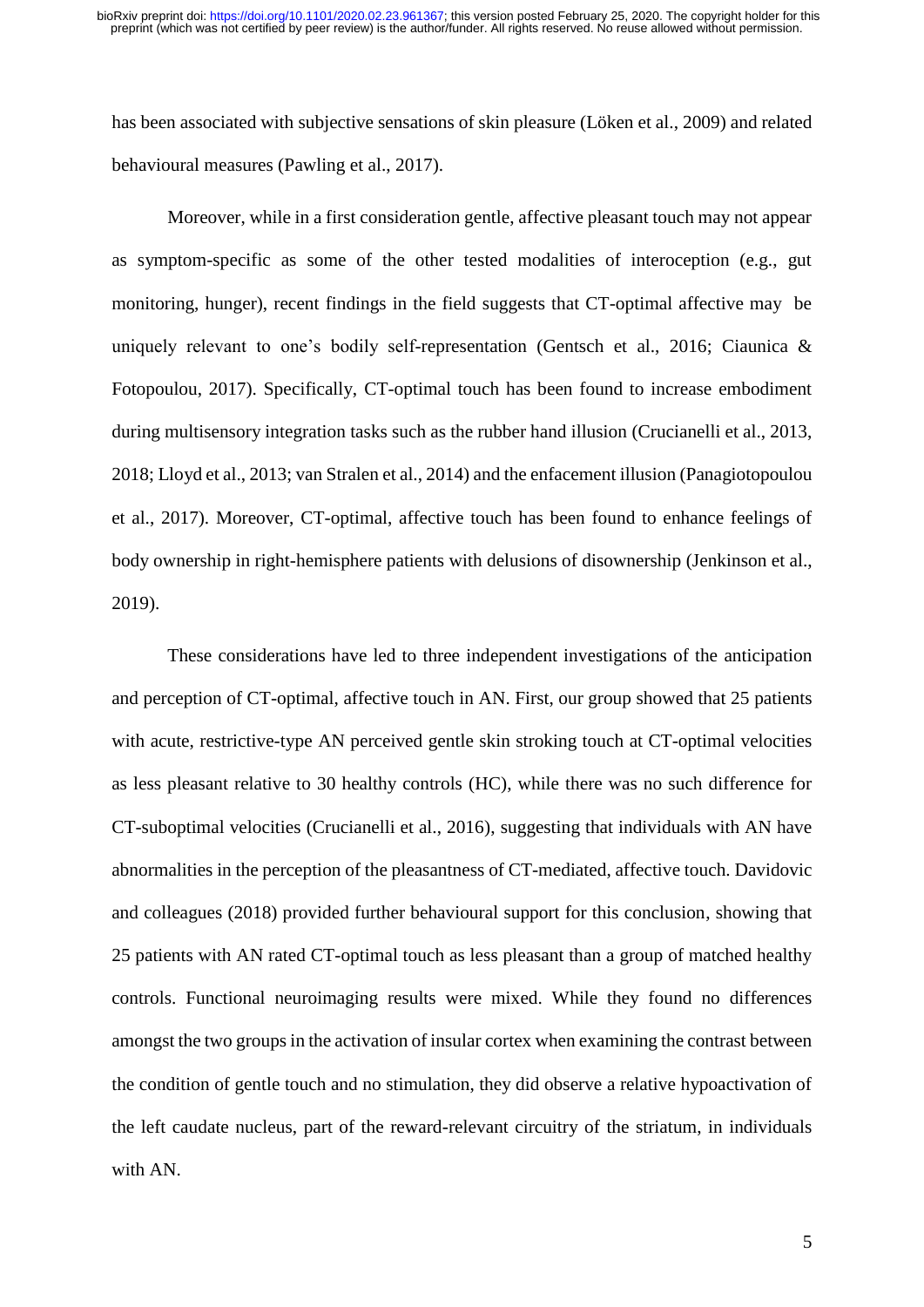has been associated with subjective sensations of skin pleasure (Löken et al., 2009) and related behavioural measures (Pawling et al., 2017).

Moreover, while in a first consideration gentle, affective pleasant touch may not appear as symptom-specific as some of the other tested modalities of interoception (e.g., gut monitoring, hunger), recent findings in the field suggests that CT-optimal affective may be uniquely relevant to one's bodily self-representation (Gentsch et al., 2016; Ciaunica & Fotopoulou, 2017). Specifically, CT-optimal touch has been found to increase embodiment during multisensory integration tasks such as the rubber hand illusion (Crucianelli et al., 2013, 2018; Lloyd et al., 2013; van Stralen et al., 2014) and the enfacement illusion (Panagiotopoulou et al., 2017). Moreover, CT-optimal, affective touch has been found to enhance feelings of body ownership in right-hemisphere patients with delusions of disownership (Jenkinson et al., 2019).

These considerations have led to three independent investigations of the anticipation and perception of CT-optimal, affective touch in AN. First, our group showed that 25 patients with acute, restrictive-type AN perceived gentle skin stroking touch at CT-optimal velocities as less pleasant relative to 30 healthy controls (HC), while there was no such difference for CT-suboptimal velocities (Crucianelli et al., 2016), suggesting that individuals with AN have abnormalities in the perception of the pleasantness of CT-mediated, affective touch. Davidovic and colleagues (2018) provided further behavioural support for this conclusion, showing that 25 patients with AN rated CT-optimal touch as less pleasant than a group of matched healthy controls. Functional neuroimaging results were mixed. While they found no differences amongst the two groups in the activation of insular cortex when examining the contrast between the condition of gentle touch and no stimulation, they did observe a relative hypoactivation of the left caudate nucleus, part of the reward-relevant circuitry of the striatum, in individuals with AN.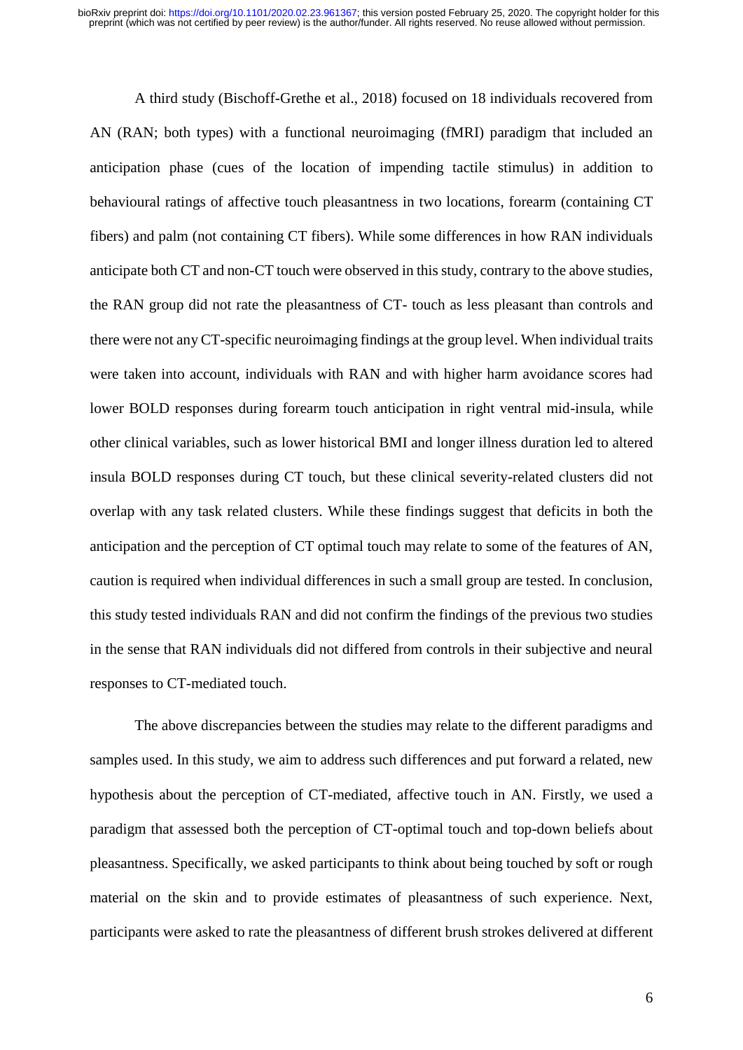A third study (Bischoff-Grethe et al., 2018) focused on 18 individuals recovered from AN (RAN; both types) with a functional neuroimaging (fMRI) paradigm that included an anticipation phase (cues of the location of impending tactile stimulus) in addition to behavioural ratings of affective touch pleasantness in two locations, forearm (containing CT fibers) and palm (not containing CT fibers). While some differences in how RAN individuals anticipate both CT and non-CT touch were observed in this study, contrary to the above studies, the RAN group did not rate the pleasantness of CT- touch as less pleasant than controls and there were not any CT-specific neuroimaging findings at the group level. When individual traits were taken into account, individuals with RAN and with higher harm avoidance scores had lower BOLD responses during forearm touch anticipation in right ventral mid-insula, while other clinical variables, such as lower historical BMI and longer illness duration led to altered insula BOLD responses during CT touch, but these clinical severity-related clusters did not overlap with any task related clusters. While these findings suggest that deficits in both the anticipation and the perception of CT optimal touch may relate to some of the features of AN, caution is required when individual differences in such a small group are tested. In conclusion, this study tested individuals RAN and did not confirm the findings of the previous two studies in the sense that RAN individuals did not differed from controls in their subjective and neural responses to CT-mediated touch.

The above discrepancies between the studies may relate to the different paradigms and samples used. In this study, we aim to address such differences and put forward a related, new hypothesis about the perception of CT-mediated, affective touch in AN. Firstly, we used a paradigm that assessed both the perception of CT-optimal touch and top-down beliefs about pleasantness. Specifically, we asked participants to think about being touched by soft or rough material on the skin and to provide estimates of pleasantness of such experience. Next, participants were asked to rate the pleasantness of different brush strokes delivered at different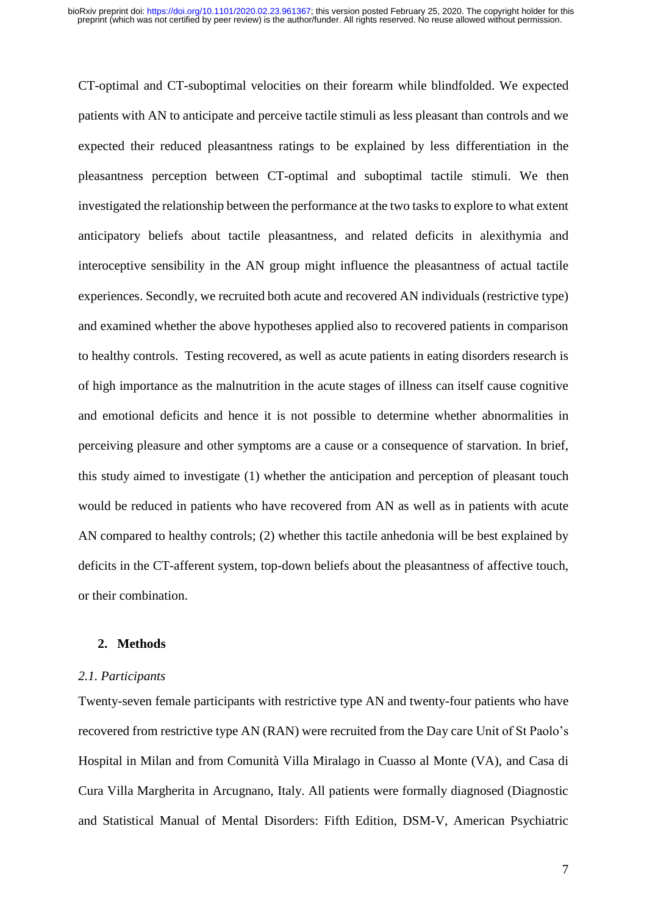CT-optimal and CT-suboptimal velocities on their forearm while blindfolded. We expected patients with AN to anticipate and perceive tactile stimuli as less pleasant than controls and we expected their reduced pleasantness ratings to be explained by less differentiation in the pleasantness perception between CT-optimal and suboptimal tactile stimuli. We then investigated the relationship between the performance at the two tasks to explore to what extent anticipatory beliefs about tactile pleasantness, and related deficits in alexithymia and interoceptive sensibility in the AN group might influence the pleasantness of actual tactile experiences. Secondly, we recruited both acute and recovered AN individuals (restrictive type) and examined whether the above hypotheses applied also to recovered patients in comparison to healthy controls. Testing recovered, as well as acute patients in eating disorders research is of high importance as the malnutrition in the acute stages of illness can itself cause cognitive and emotional deficits and hence it is not possible to determine whether abnormalities in perceiving pleasure and other symptoms are a cause or a consequence of starvation. In brief, this study aimed to investigate (1) whether the anticipation and perception of pleasant touch would be reduced in patients who have recovered from AN as well as in patients with acute AN compared to healthy controls; (2) whether this tactile anhedonia will be best explained by deficits in the CT-afferent system, top-down beliefs about the pleasantness of affective touch, or their combination.

## 2. Methods

### *2.1. Participants*

Twenty-seven female participants with restrictive type AN and twenty-four patients who have recovered from restrictive type AN (RAN) were recruited from the Day care Unit of St Paolo's Hospital in Milan and from Comunità Villa Miralago in Cuasso al Monte (VA), and Casa di Cura Villa Margherita in Arcugnano, Italy. All patients were formally diagnosed (Diagnostic and Statistical Manual of Mental Disorders: Fifth Edition, DSM-V, American Psychiatric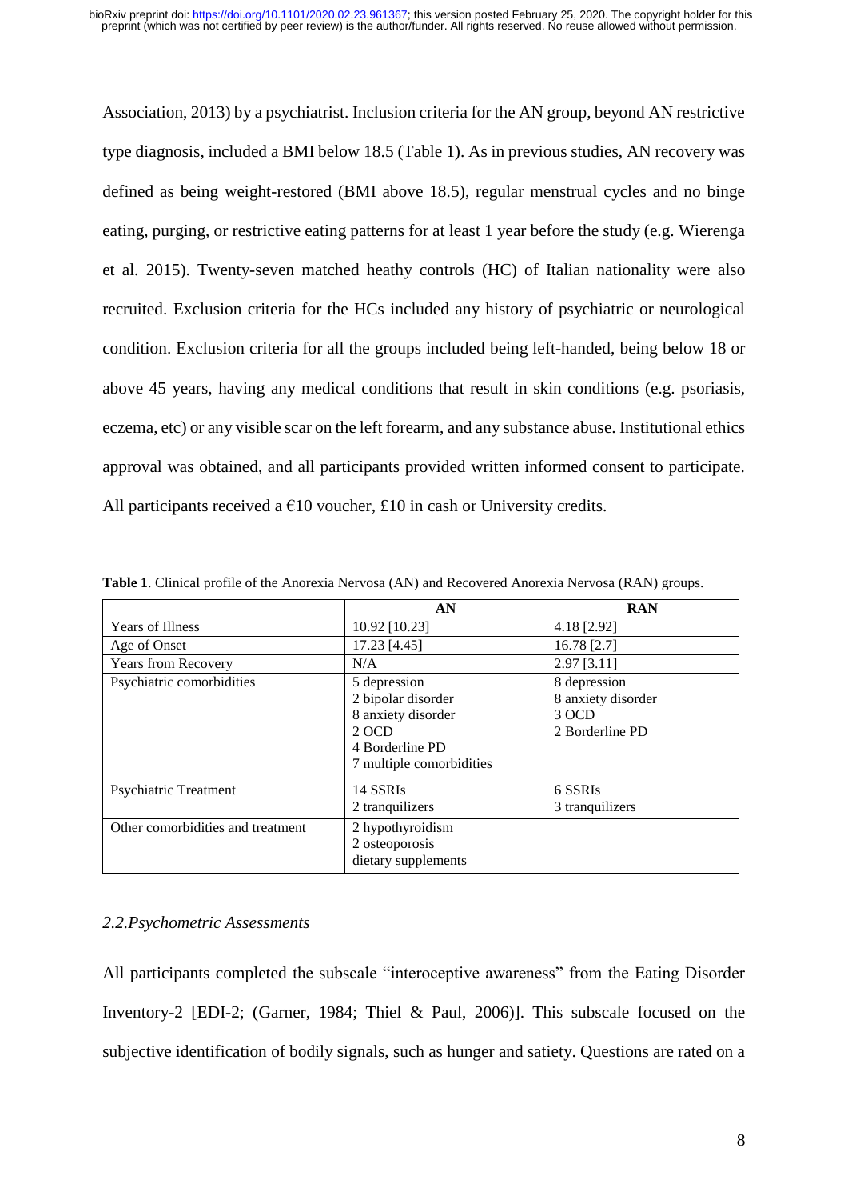Association, 2013) by a psychiatrist. Inclusion criteria for the AN group, beyond AN restrictive type diagnosis, included a BMI below 18.5 (Table 1). As in previous studies, AN recovery was defined as being weight-restored (BMI above 18.5), regular menstrual cycles and no binge eating, purging, or restrictive eating patterns for at least 1 year before the study (e.g. Wierenga et al. 2015). Twenty-seven matched heathy controls (HC) of Italian nationality were also recruited. Exclusion criteria for the HCs included any history of psychiatric or neurological condition. Exclusion criteria for all the groups included being left-handed, being below 18 or above 45 years, having any medical conditions that result in skin conditions (e.g. psoriasis, eczema, etc) or any visible scar on the left forearm, and any substance abuse. Institutional ethics approval was obtained, and all participants provided written informed consent to participate. All participants received a €10 voucher, £10 in cash or University credits.

**Table 1**. Clinical profile of the Anorexia Nervosa (AN) and Recovered Anorexia Nervosa (RAN) groups.

| | AN | RAN |
|---|---|---|
| Years of Illness | 10.92 [10.23] | 4.18 [2.92] |
| Age of Onset | 17.23 [4.45] | 16.78 [2.7] |
| Years from Recovery | N/A | 2.97 [3.11] |
| Psychiatric comorbidities | 5 depression<br>2 bipolar disorder<br>8 anxiety disorder<br>2 OCD<br>4 Borderline PD<br>7 multiple comorbidities | 8 depression<br>8 anxiety disorder<br>3 OCD<br>2 Borderline PD |
| Psychiatric Treatment | 14 SSRIs<br>2 tranquilizers | 6 SSRIs<br>3 tranquilizers |
| Other comorbidities and treatment | 2 hypothyroidism<br>2 osteoporosis<br>dietary supplements | |

### *2.2.Psychometric Assessments*

All participants completed the subscale "interoceptive awareness" from the Eating Disorder Inventory-2 [EDI-2; (Garner, 1984; Thiel & Paul, 2006)]. This subscale focused on the subjective identification of bodily signals, such as hunger and satiety. Questions are rated on a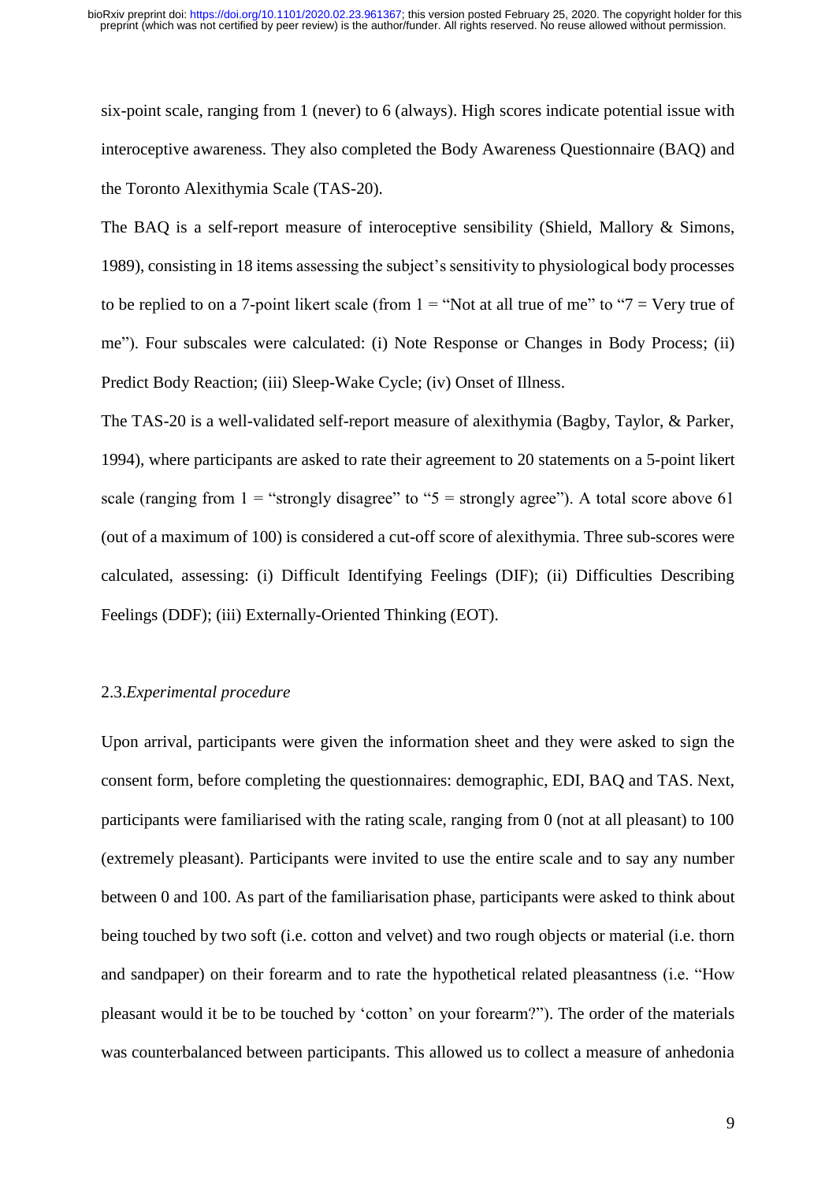six-point scale, ranging from 1 (never) to 6 (always). High scores indicate potential issue with interoceptive awareness. They also completed the Body Awareness Questionnaire (BAQ) and the Toronto Alexithymia Scale (TAS-20).

The BAQ is a self-report measure of interoceptive sensibility (Shield, Mallory & Simons, 1989), consisting in 18 items assessing the subject's sensitivity to physiological body processes to be replied to on a 7-point likert scale (from 1 = "Not at all true of me" to "7 = Very true of me"). Four subscales were calculated: (i) Note Response or Changes in Body Process; (ii) Predict Body Reaction; (iii) Sleep-Wake Cycle; (iv) Onset of Illness.

The TAS-20 is a well-validated self-report measure of alexithymia (Bagby, Taylor, & Parker, 1994), where participants are asked to rate their agreement to 20 statements on a 5-point likert scale (ranging from 1 = "strongly disagree" to "5 = strongly agree"). A total score above 61 (out of a maximum of 100) is considered a cut-off score of alexithymia. Three sub-scores were calculated, assessing: (i) Difficult Identifying Feelings (DIF); (ii) Difficulties Describing Feelings (DDF); (iii) Externally-Oriented Thinking (EOT).

### 2.3. *Experimental procedure*

Upon arrival, participants were given the information sheet and they were asked to sign the consent form, before completing the questionnaires: demographic, EDI, BAQ and TAS. Next, participants were familiarised with the rating scale, ranging from 0 (not at all pleasant) to 100 (extremely pleasant). Participants were invited to use the entire scale and to say any number between 0 and 100. As part of the familiarisation phase, participants were asked to think about being touched by two soft (i.e. cotton and velvet) and two rough objects or material (i.e. thorn and sandpaper) on their forearm and to rate the hypothetical related pleasantness (i.e. "How pleasant would it be to be touched by 'cotton' on your forearm?"). The order of the materials was counterbalanced between participants. This allowed us to collect a measure of anhedonia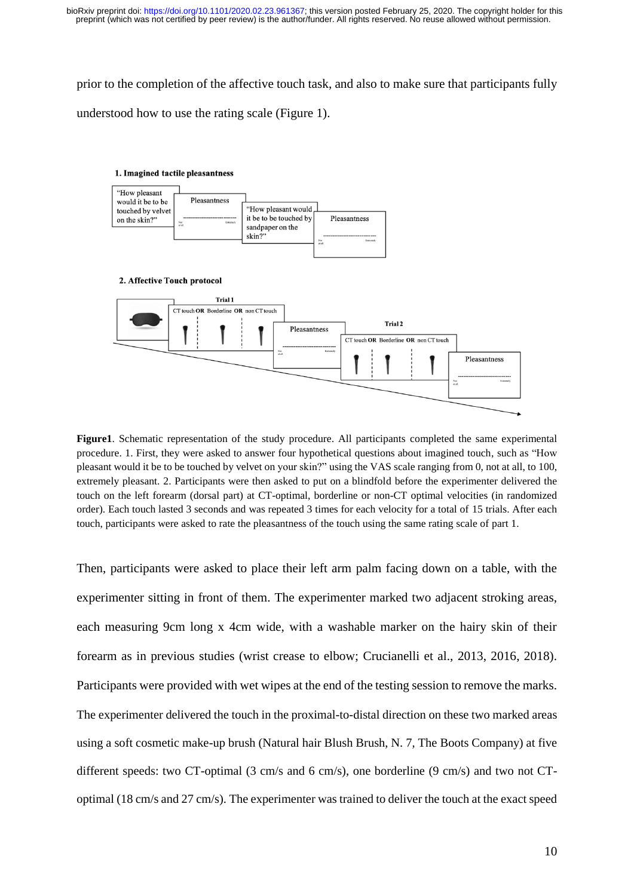prior to the completion of the affective touch task, and also to make sure that participants fully understood how to use the rating scale (Figure 1).

**Figure1**. Schematic representation of the study procedure. All participants completed the same experimental procedure. 1. First, they were asked to answer four hypothetical questions about imagined touch, such as "How pleasant would it be to be touched by velvet on your skin?" using the VAS scale ranging from 0, not at all, to 100, extremely pleasant. 2. Participants were then asked to put on a blindfold before the experimenter delivered the touch on the left forearm (dorsal part) at CT-optimal, borderline or non-CT optimal velocities (in randomized order). Each touch lasted 3 seconds and was repeated 3 times for each velocity for a total of 15 trials. After each touch, participants were asked to rate the pleasantness of the touch using the same rating scale of part 1.

Then, participants were asked to place their left arm palm facing down on a table, with the experimenter sitting in front of them. The experimenter marked two adjacent stroking areas, each measuring 9cm long x 4cm wide, with a washable marker on the hairy skin of their forearm as in previous studies (wrist crease to elbow; Crucianelli et al., 2013, 2016, 2018). Participants were provided with wet wipes at the end of the testing session to remove the marks. The experimenter delivered the touch in the proximal-to-distal direction on these two marked areas using a soft cosmetic make-up brush (Natural hair Blush Brush, N. 7, The Boots Company) at five different speeds: two CT-optimal (3 cm/s and 6 cm/s), one borderline (9 cm/s) and two not CT-optimal (18 cm/s and 27 cm/s). The experimenter was trained to deliver the touch at the exact speed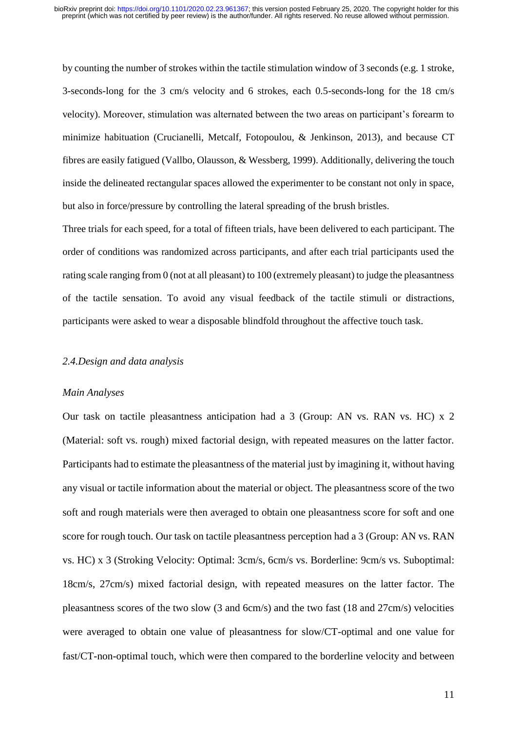by counting the number of strokes within the tactile stimulation window of 3 seconds (e.g. 1 stroke, 3-seconds-long for the 3 cm/s velocity and 6 strokes, each 0.5-seconds-long for the 18 cm/s velocity). Moreover, stimulation was alternated between the two areas on participant's forearm to minimize habituation (Crucianelli, Metcalf, Fotopoulou, & Jenkinson, 2013), and because CT fibres are easily fatigued (Vallbo, Olausson, & Wessberg, 1999). Additionally, delivering the touch inside the delineated rectangular spaces allowed the experimenter to be constant not only in space, but also in force/pressure by controlling the lateral spreading of the brush bristles.

Three trials for each speed, for a total of fifteen trials, have been delivered to each participant. The order of conditions was randomized across participants, and after each trial participants used the rating scale ranging from 0 (not at all pleasant) to 100 (extremely pleasant) to judge the pleasantness of the tactile sensation. To avoid any visual feedback of the tactile stimuli or distractions, participants were asked to wear a disposable blindfold throughout the affective touch task.

### *2.4.Design and data analysis*

#### *Main Analyses*

Our task on tactile pleasantness anticipation had a 3 (Group: AN vs. RAN vs. HC) x 2 (Material: soft vs. rough) mixed factorial design, with repeated measures on the latter factor. Participants had to estimate the pleasantness of the material just by imagining it, without having any visual or tactile information about the material or object. The pleasantness score of the two soft and rough materials were then averaged to obtain one pleasantness score for soft and one score for rough touch. Our task on tactile pleasantness perception had a 3 (Group: AN vs. RAN vs. HC) x 3 (Stroking Velocity: Optimal: 3cm/s, 6cm/s vs. Borderline: 9cm/s vs. Suboptimal: 18cm/s, 27cm/s) mixed factorial design, with repeated measures on the latter factor. The pleasantness scores of the two slow (3 and 6cm/s) and the two fast (18 and 27cm/s) velocities were averaged to obtain one value of pleasantness for slow/CT-optimal and one value for fast/CT-non-optimal touch, which were then compared to the borderline velocity and between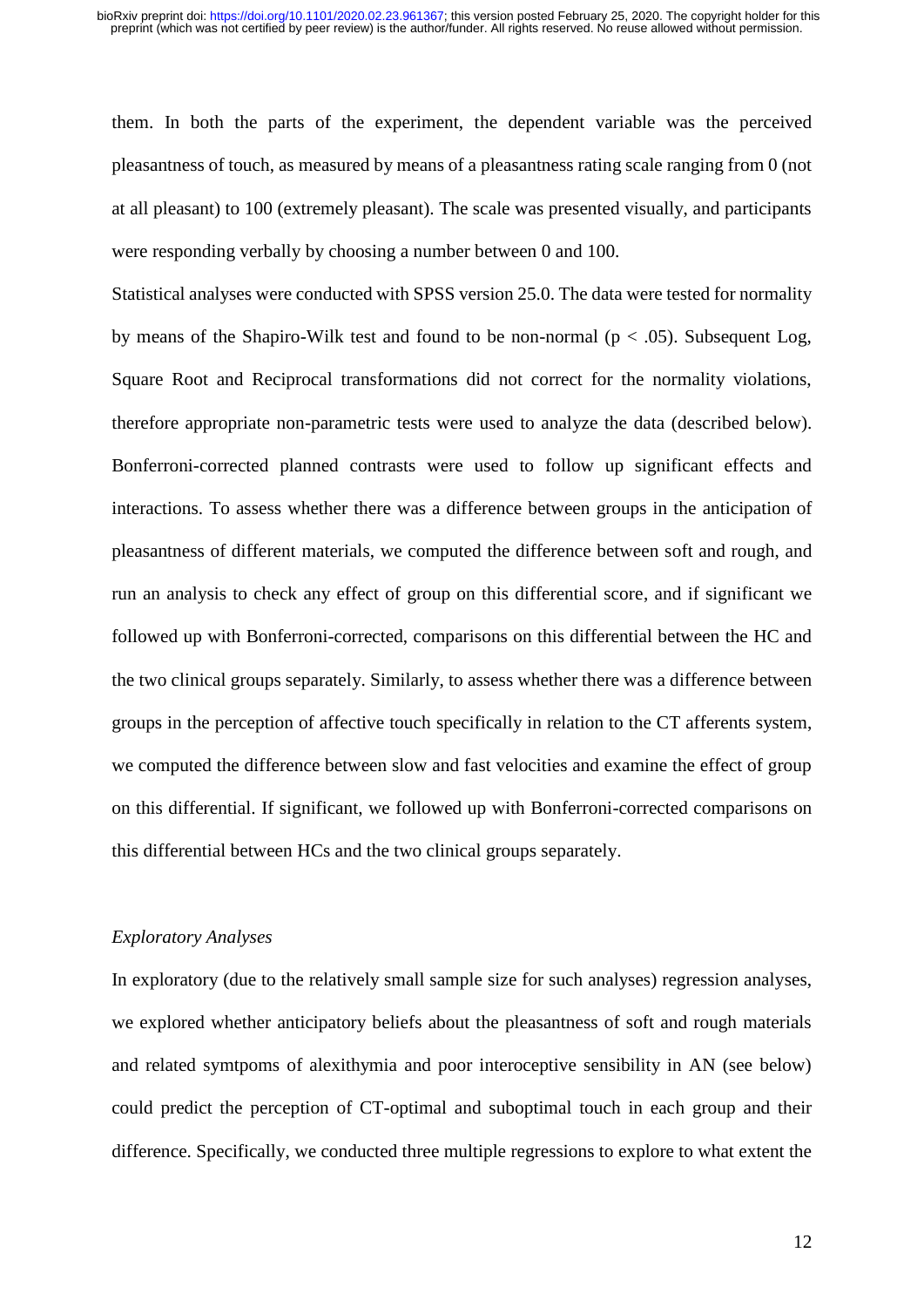them. In both the parts of the experiment, the dependent variable was the perceived pleasantness of touch, as measured by means of a pleasantness rating scale ranging from 0 (not at all pleasant) to 100 (extremely pleasant). The scale was presented visually, and participants were responding verbally by choosing a number between 0 and 100.

Statistical analyses were conducted with SPSS version 25.0. The data were tested for normality by means of the Shapiro-Wilk test and found to be non-normal ($p < .05$). Subsequent Log, Square Root and Reciprocal transformations did not correct for the normality violations, therefore appropriate non-parametric tests were used to analyze the data (described below). Bonferroni-corrected planned contrasts were used to follow up significant effects and interactions. To assess whether there was a difference between groups in the anticipation of pleasantness of different materials, we computed the difference between soft and rough, and run an analysis to check any effect of group on this differential score, and if significant we followed up with Bonferroni-corrected, comparisons on this differential between the HC and the two clinical groups separately. Similarly, to assess whether there was a difference between groups in the perception of affective touch specifically in relation to the CT afferents system, we computed the difference between slow and fast velocities and examine the effect of group on this differential. If significant, we followed up with Bonferroni-corrected comparisons on this differential between HCs and the two clinical groups separately.

*Exploratory Analyses*

In exploratory (due to the relatively small sample size for such analyses) regression analyses, we explored whether anticipatory beliefs about the pleasantness of soft and rough materials and related symtpoms of alexithymia and poor interoceptive sensibility in AN (see below) could predict the perception of CT-optimal and suboptimal touch in each group and their difference. Specifically, we conducted three multiple regressions to explore to what extent the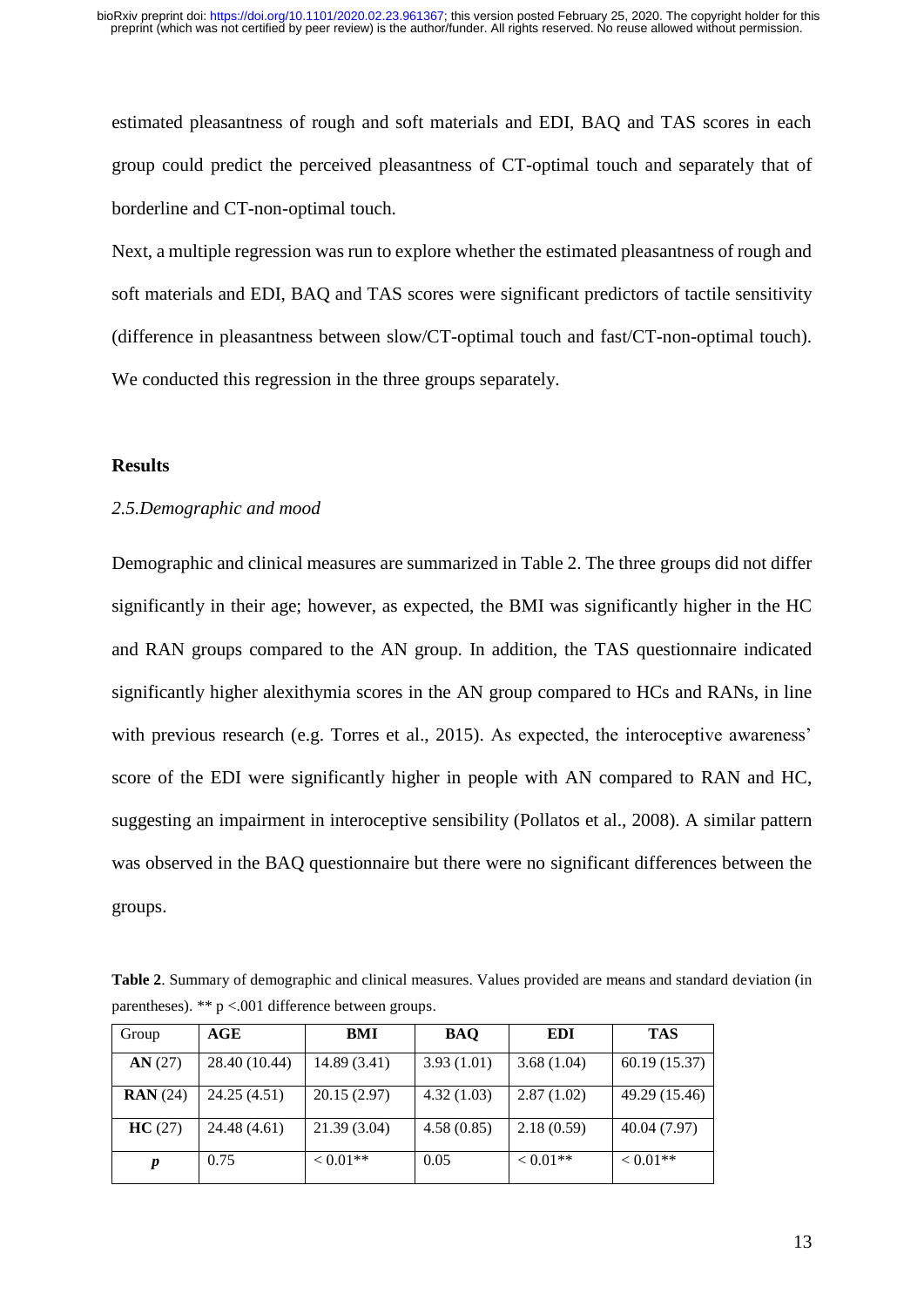estimated pleasantness of rough and soft materials and EDI, BAQ and TAS scores in each group could predict the perceived pleasantness of CT-optimal touch and separately that of borderline and CT-non-optimal touch.

Next, a multiple regression was run to explore whether the estimated pleasantness of rough and soft materials and EDI, BAQ and TAS scores were significant predictors of tactile sensitivity (difference in pleasantness between slow/CT-optimal touch and fast/CT-non-optimal touch). We conducted this regression in the three groups separately.

## Results

### *2.5.Demographic and mood*

Demographic and clinical measures are summarized in Table 2. The three groups did not differ significantly in their age; however, as expected, the BMI was significantly higher in the HC and RAN groups compared to the AN group. In addition, the TAS questionnaire indicated significantly higher alexithymia scores in the AN group compared to HCs and RANs, in line with previous research (e.g. Torres et al., 2015). As expected, the interoceptive awareness' score of the EDI were significantly higher in people with AN compared to RAN and HC, suggesting an impairment in interoceptive sensibility (Pollatos et al., 2008). A similar pattern was observed in the BAQ questionnaire but there were no significant differences between the groups.

**Table 2**. Summary of demographic and clinical measures. Values provided are means and standard deviation (in parentheses). ** $p < .001$ difference between groups.

| Group | AGE | BMI | BAQ | EDI | TAS |
|---|---|---|---|---|---|
| **AN** (27) | 28.40 (10.44) | 14.89 (3.41) | 3.93 (1.01) | 3.68 (1.04) | 60.19 (15.37) |
| **RAN** (24) | 24.25 (4.51) | 20.15 (2.97) | 4.32 (1.03) | 2.87 (1.02) | 49.29 (15.46) |
| **HC** (27) | 24.48 (4.61) | 21.39 (3.04) | 4.58 (0.85) | 2.18 (0.59) | 40.04 (7.97) |
| ***p*** | 0.75 | < 0.01** | 0.05 | < 0.01** | < 0.01** |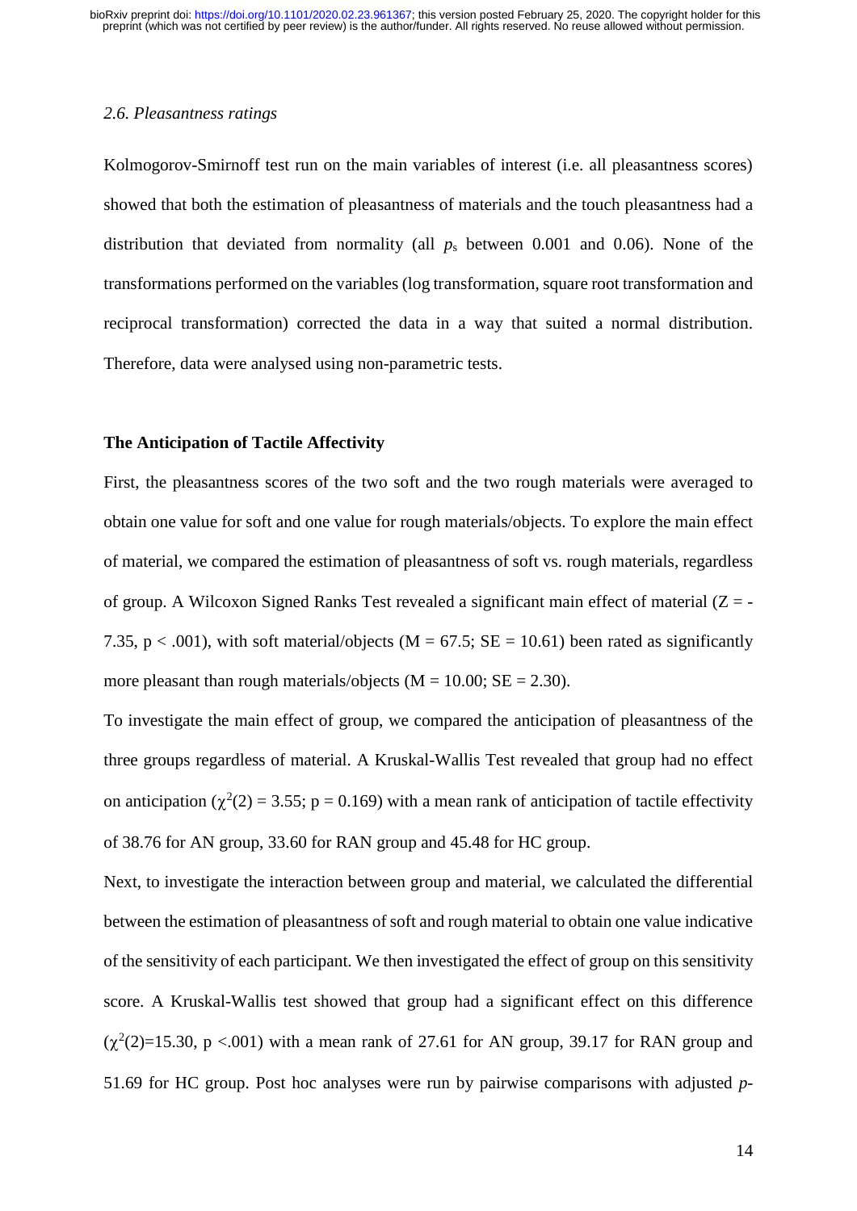*2.6. Pleasantness ratings*

Kolmogorov-Smirnoff test run on the main variables of interest (i.e. all pleasantness scores) showed that both the estimation of pleasantness of materials and the touch pleasantness had a distribution that deviated from normality (all $p_s$ between 0.001 and 0.06). None of the transformations performed on the variables (log transformation, square root transformation and reciprocal transformation) corrected the data in a way that suited a normal distribution. Therefore, data were analysed using non-parametric tests.

**The Anticipation of Tactile Affectivity**

First, the pleasantness scores of the two soft and the two rough materials were averaged to obtain one value for soft and one value for rough materials/objects. To explore the main effect of material, we compared the estimation of pleasantness of soft vs. rough materials, regardless of group. A Wilcoxon Signed Ranks Test revealed a significant main effect of material ($Z = -7.35$, $p < .001$), with soft material/objects ($M = 67.5$; $SE = 10.61$) been rated as significantly more pleasant than rough materials/objects ($M = 10.00$; $SE = 2.30$).

To investigate the main effect of group, we compared the anticipation of pleasantness of the three groups regardless of material. A Kruskal-Wallis Test revealed that group had no effect on anticipation ($\chi^2(2) = 3.55$; $p = 0.169$) with a mean rank of anticipation of tactile effectivity of 38.76 for AN group, 33.60 for RAN group and 45.48 for HC group.

Next, to investigate the interaction between group and material, we calculated the differential between the estimation of pleasantness of soft and rough material to obtain one value indicative of the sensitivity of each participant. We then investigated the effect of group on this sensitivity score. A Kruskal-Wallis test showed that group had a significant effect on this difference ($\chi^2(2)=15.30$, $p <.001$) with a mean rank of 27.61 for AN group, 39.17 for RAN group and 51.69 for HC group. Post hoc analyses were run by pairwise comparisons with adjusted *p*-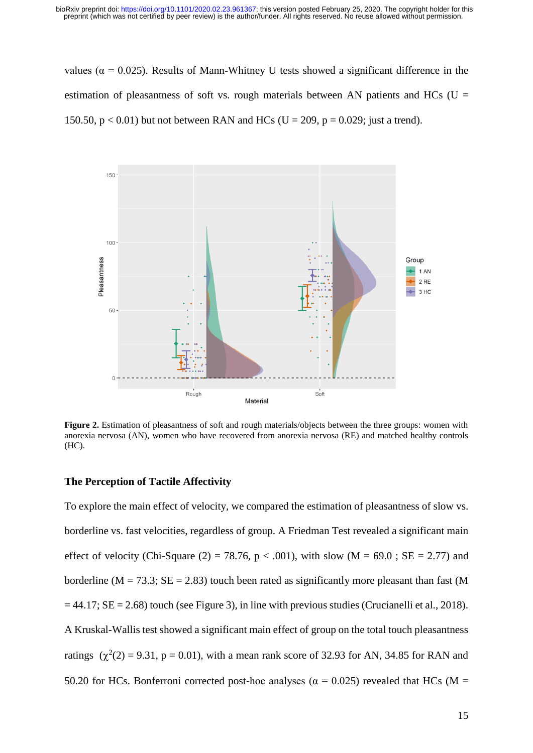values (α = 0.025). Results of Mann-Whitney U tests showed a significant difference in the estimation of pleasantness of soft vs. rough materials between AN patients and HCs (U = 150.50, p < 0.01) but not between RAN and HCs (U = 209, p = 0.029; just a trend).

**Figure 2.** Estimation of pleasantness of soft and rough materials/objects between the three groups: women with anorexia nervosa (AN), women who have recovered from anorexia nervosa (RE) and matched healthy controls (HC).

### The Perception of Tactile Affectivity

To explore the main effect of velocity, we compared the estimation of pleasantness of slow vs. borderline vs. fast velocities, regardless of group. A Friedman Test revealed a significant main effect of velocity (Chi-Square (2) = 78.76, p < .001), with slow (M = 69.0 ; SE = 2.77) and borderline (M = 73.3; SE = 2.83) touch been rated as significantly more pleasant than fast (M = 44.17; SE = 2.68) touch (see Figure 3), in line with previous studies (Crucianelli et al., 2018). A Kruskal-Wallis test showed a significant main effect of group on the total touch pleasantness ratings ($\chi^2(2) = 9.31$, p = 0.01), with a mean rank score of 32.93 for AN, 34.85 for RAN and 50.20 for HCs. Bonferroni corrected post-hoc analyses (α = 0.025) revealed that HCs (M =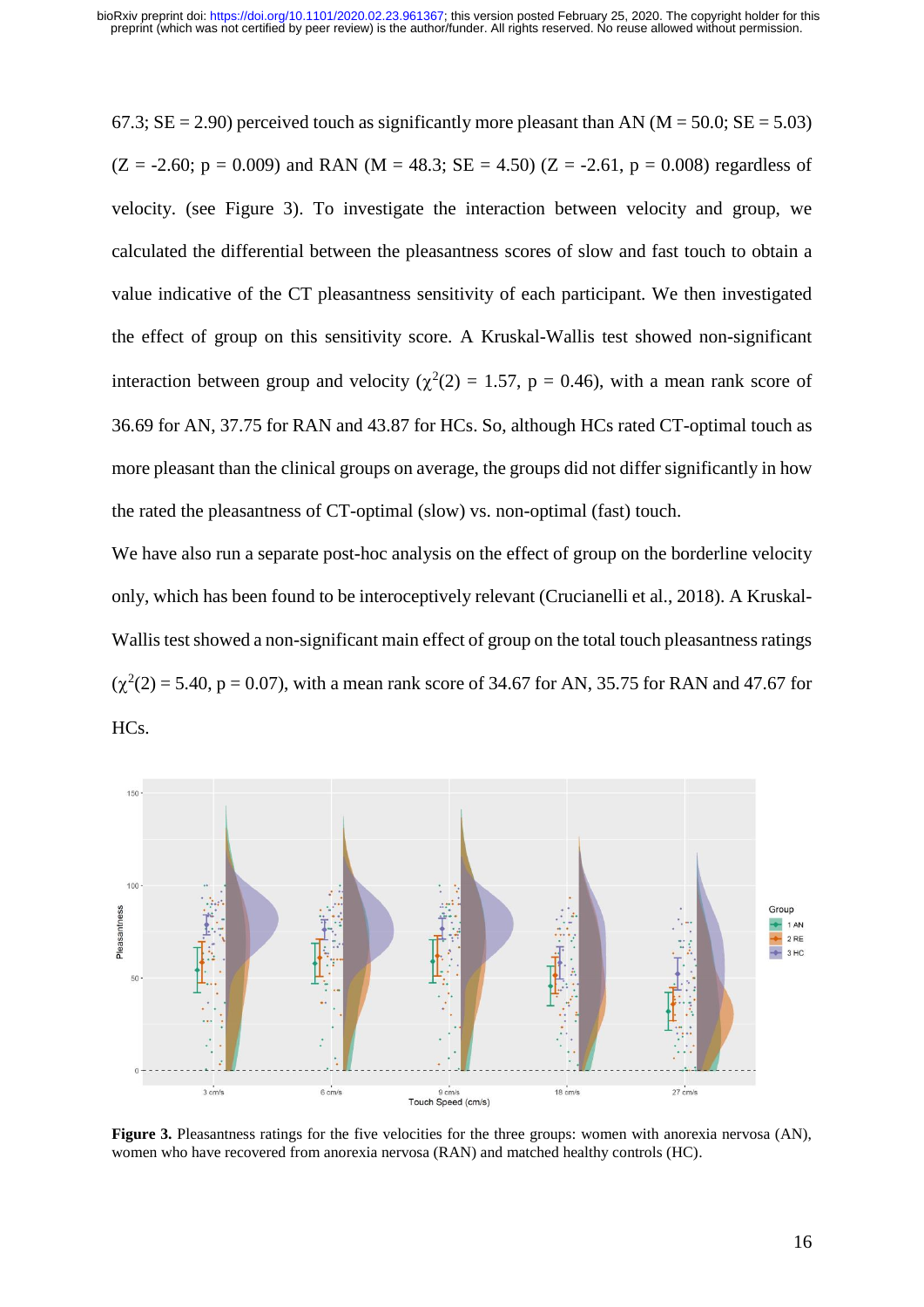67.3; SE = 2.90) perceived touch as significantly more pleasant than AN (M = 50.0; SE = 5.03) (Z = -2.60; p = 0.009) and RAN (M = 48.3; SE = 4.50) (Z = -2.61, p = 0.008) regardless of velocity. (see Figure 3). To investigate the interaction between velocity and group, we calculated the differential between the pleasantness scores of slow and fast touch to obtain a value indicative of the CT pleasantness sensitivity of each participant. We then investigated the effect of group on this sensitivity score. A Kruskal-Wallis test showed non-significant interaction between group and velocity ($\chi^2(2)$ = 1.57, p = 0.46), with a mean rank score of 36.69 for AN, 37.75 for RAN and 43.87 for HCs. So, although HCs rated CT-optimal touch as more pleasant than the clinical groups on average, the groups did not differ significantly in how the rated the pleasantness of CT-optimal (slow) vs. non-optimal (fast) touch.

We have also run a separate post-hoc analysis on the effect of group on the borderline velocity only, which has been found to be interoceptively relevant (Crucianelli et al., 2018). A Kruskal-Wallis test showed a non-significant main effect of group on the total touch pleasantness ratings ($\chi^2(2)$ = 5.40, p = 0.07), with a mean rank score of 34.67 for AN, 35.75 for RAN and 47.67 for HCs.

**Figure 3.** Pleasantness ratings for the five velocities for the three groups: women with anorexia nervosa (AN), women who have recovered from anorexia nervosa (RAN) and matched healthy controls (HC).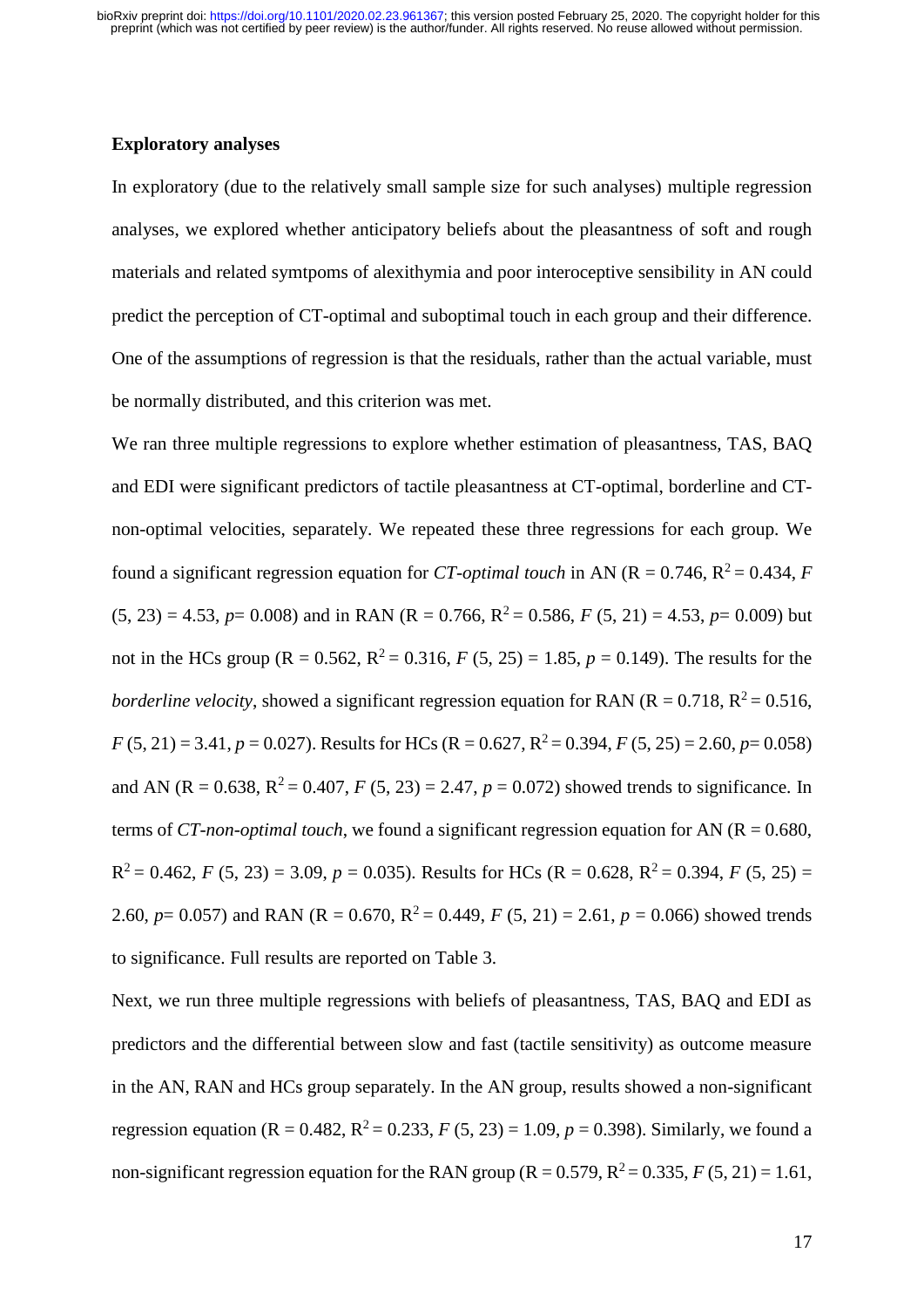**Exploratory analyses**

In exploratory (due to the relatively small sample size for such analyses) multiple regression analyses, we explored whether anticipatory beliefs about the pleasantness of soft and rough materials and related symtpoms of alexithymia and poor interoceptive sensibility in AN could predict the perception of CT-optimal and suboptimal touch in each group and their difference. One of the assumptions of regression is that the residuals, rather than the actual variable, must be normally distributed, and this criterion was met.

We ran three multiple regressions to explore whether estimation of pleasantness, TAS, BAQ and EDI were significant predictors of tactile pleasantness at CT-optimal, borderline and CT-non-optimal velocities, separately. We repeated these three regressions for each group. We found a significant regression equation for *CT-optimal touch* in AN (R = 0.746, $R^2 = 0.434$, $F$ (5, 23) = 4.53, $p$= 0.008) and in RAN (R = 0.766, $R^2 = 0.586$, $F$ (5, 21) = 4.53, $p$= 0.009) but not in the HCs group (R = 0.562, $R^2 = 0.316$, $F$ (5, 25) = 1.85, $p$ = 0.149). The results for the *borderline velocity*, showed a significant regression equation for RAN (R = 0.718, $R^2 = 0.516$, $F$ (5, 21) = 3.41, $p$ = 0.027). Results for HCs (R = 0.627, $R^2 = 0.394$, $F$ (5, 25) = 2.60, $p$= 0.058) and AN (R = 0.638, $R^2 = 0.407$, $F$ (5, 23) = 2.47, $p$ = 0.072) showed trends to significance. In terms of *CT-non-optimal touch*, we found a significant regression equation for AN (R = 0.680, $R^2 = 0.462$, $F$ (5, 23) = 3.09, $p$ = 0.035). Results for HCs (R = 0.628, $R^2 = 0.394$, $F$ (5, 25) = 2.60, $p$= 0.057) and RAN (R = 0.670, $R^2 = 0.449$, $F$ (5, 21) = 2.61, $p$ = 0.066) showed trends to significance. Full results are reported on Table 3.

Next, we run three multiple regressions with beliefs of pleasantness, TAS, BAQ and EDI as predictors and the differential between slow and fast (tactile sensitivity) as outcome measure in the AN, RAN and HCs group separately. In the AN group, results showed a non-significant regression equation (R = 0.482, $R^2 = 0.233$, $F$ (5, 23) = 1.09, $p$ = 0.398). Similarly, we found a non-significant regression equation for the RAN group (R = 0.579, $R^2 = 0.335$, $F$ (5, 21) = 1.61,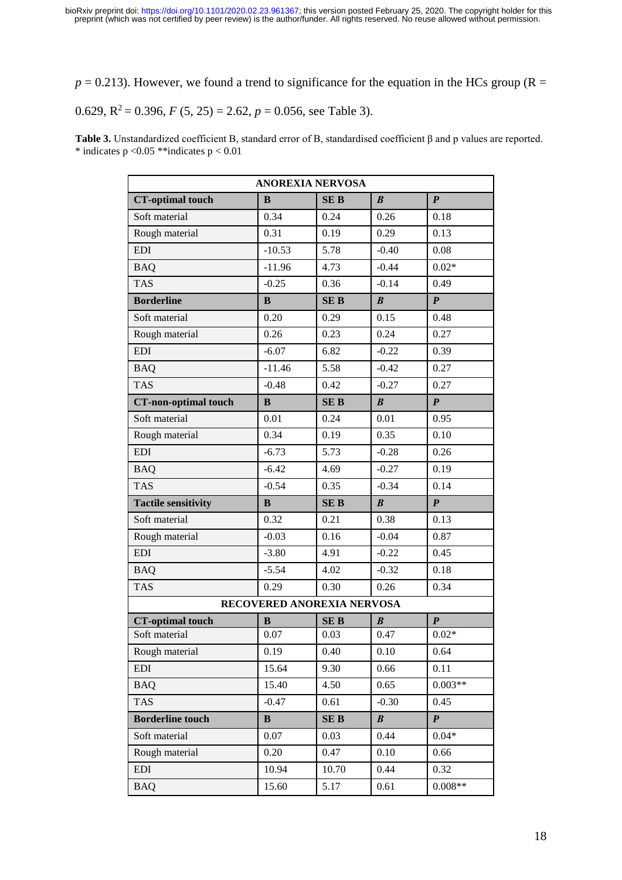$p = 0.213$). However, we found a trend to significance for the equation in the HCs group (R = 0.629, $R^2 = 0.396$, $F$ (5, 25) = 2.62, $p = 0.056$, see Table 3).

**Table 3.** Unstandardized coefficient B, standard error of B, standardised coefficient β and p values are reported. * indicates p <0.05 **indicates p < 0.01

| ANOREXIA NERVOSA | | | | |
|---|---|---|---|---|
| **CT-optimal touch** | **B** | **SE B** | ***β*** | ***P*** |
| Soft material | 0.34 | 0.24 | 0.26 | 0.18 |
| Rough material | 0.31 | 0.19 | 0.29 | 0.13 |
| EDI | -10.53 | 5.78 | -0.40 | 0.08 |
| BAQ | -11.96 | 4.73 | -0.44 | 0.02* |
| TAS | -0.25 | 0.36 | -0.14 | 0.49 |
| **Borderline** | **B** | **SE B** | ***β*** | ***P*** |
| Soft material | 0.20 | 0.29 | 0.15 | 0.48 |
| Rough material | 0.26 | 0.23 | 0.24 | 0.27 |
| EDI | -6.07 | 6.82 | -0.22 | 0.39 |
| BAQ | -11.46 | 5.58 | -0.42 | 0.27 |
| TAS | -0.48 | 0.42 | -0.27 | 0.27 |
| **CT-non-optimal touch** | **B** | **SE B** | ***β*** | ***P*** |
| Soft material | 0.01 | 0.24 | 0.01 | 0.95 |
| Rough material | 0.34 | 0.19 | 0.35 | 0.10 |
| EDI | -6.73 | 5.73 | -0.28 | 0.26 |
| BAQ | -6.42 | 4.69 | -0.27 | 0.19 |
| TAS | -0.54 | 0.35 | -0.34 | 0.14 |
| **Tactile sensitivity** | **B** | **SE B** | ***β*** | ***P*** |
| Soft material | 0.32 | 0.21 | 0.38 | 0.13 |
| Rough material | -0.03 | 0.16 | -0.04 | 0.87 |
| EDI | -3.80 | 4.91 | -0.22 | 0.45 |
| BAQ | -5.54 | 4.02 | -0.32 | 0.18 |
| TAS | 0.29 | 0.30 | 0.26 | 0.34 |
| **RECOVERED ANOREXIA NERVOSA** | | | | |
| **CT-optimal touch** | **B** | **SE B** | ***β*** | ***P*** |
| Soft material | 0.07 | 0.03 | 0.47 | 0.02* |
| Rough material | 0.19 | 0.40 | 0.10 | 0.64 |
| EDI | 15.64 | 9.30 | 0.66 | 0.11 |
| BAQ | 15.40 | 4.50 | 0.65 | 0.003** |
| TAS | -0.47 | 0.61 | -0.30 | 0.45 |
| **Borderline touch** | **B** | **SE B** | ***β*** | ***P*** |
| Soft material | 0.07 | 0.03 | 0.44 | 0.04* |
| Rough material | 0.20 | 0.47 | 0.10 | 0.66 |
| EDI | 10.94 | 10.70 | 0.44 | 0.32 |
| BAQ | 15.60 | 5.17 | 0.61 | 0.008** |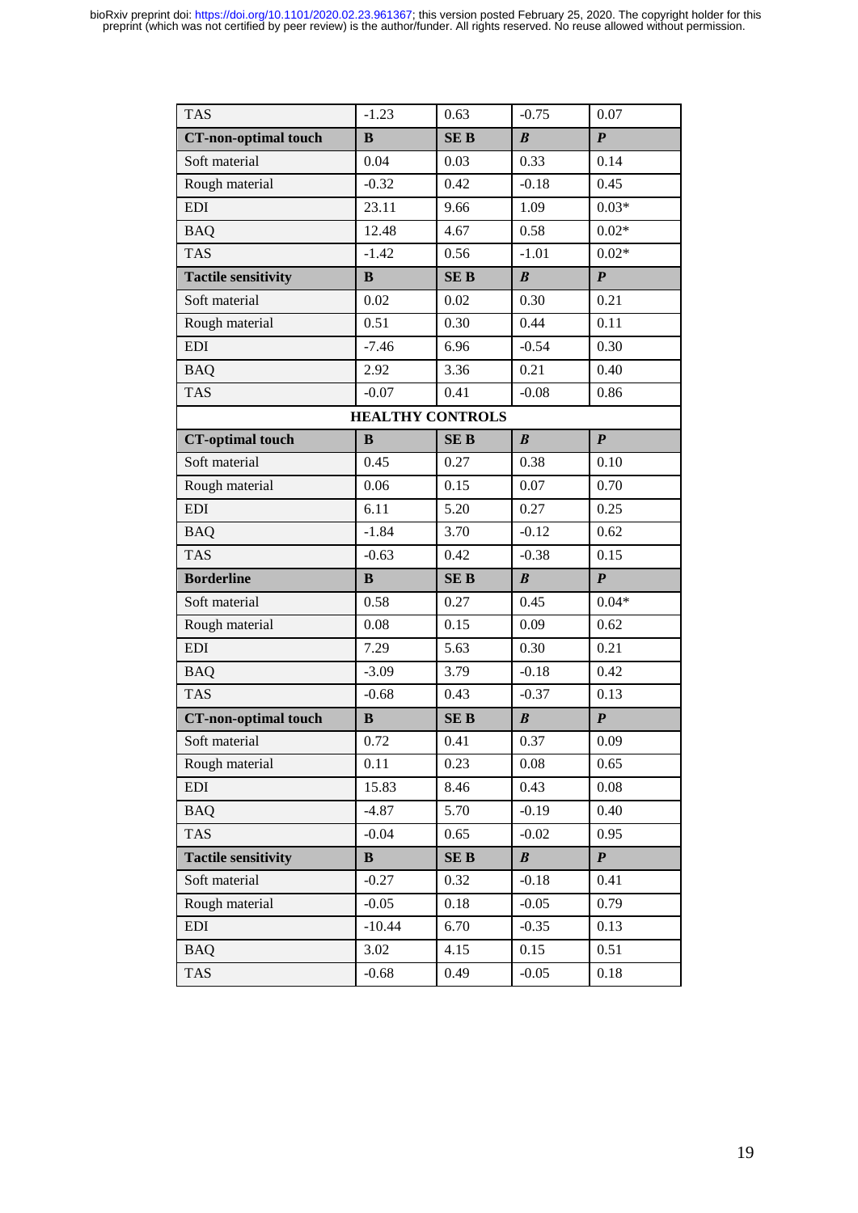| TAS | -1.23 | 0.63 | -0.75 | 0.07 |
|---|---|---|---|---|
| **CT-non-optimal touch** | **B** | **SE B** | ***B*** | ***P*** |
| Soft material | 0.04 | 0.03 | 0.33 | 0.14 |
| Rough material | -0.32 | 0.42 | -0.18 | 0.45 |
| EDI | 23.11 | 9.66 | 1.09 | 0.03* |
| BAQ | 12.48 | 4.67 | 0.58 | 0.02* |
| TAS | -1.42 | 0.56 | -1.01 | 0.02* |
| **Tactile sensitivity** | **B** | **SE B** | ***B*** | ***P*** |
| Soft material | 0.02 | 0.02 | 0.30 | 0.21 |
| Rough material | 0.51 | 0.30 | 0.44 | 0.11 |
| EDI | -7.46 | 6.96 | -0.54 | 0.30 |
| BAQ | 2.92 | 3.36 | 0.21 | 0.40 |
| TAS | -0.07 | 0.41 | -0.08 | 0.86 |
| **HEALTHY CONTROLS** | | | | |
| **CT-optimal touch** | **B** | **SE B** | ***B*** | ***P*** |
| Soft material | 0.45 | 0.27 | 0.38 | 0.10 |
| Rough material | 0.06 | 0.15 | 0.07 | 0.70 |
| EDI | 6.11 | 5.20 | 0.27 | 0.25 |
| BAQ | -1.84 | 3.70 | -0.12 | 0.62 |
| TAS | -0.63 | 0.42 | -0.38 | 0.15 |
| **Borderline** | **B** | **SE B** | ***B*** | ***P*** |
| Soft material | 0.58 | 0.27 | 0.45 | 0.04* |
| Rough material | 0.08 | 0.15 | 0.09 | 0.62 |
| EDI | 7.29 | 5.63 | 0.30 | 0.21 |
| BAQ | -3.09 | 3.79 | -0.18 | 0.42 |
| TAS | -0.68 | 0.43 | -0.37 | 0.13 |
| **CT-non-optimal touch** | **B** | **SE B** | ***B*** | ***P*** |
| Soft material | 0.72 | 0.41 | 0.37 | 0.09 |
| Rough material | 0.11 | 0.23 | 0.08 | 0.65 |
| EDI | 15.83 | 8.46 | 0.43 | 0.08 |
| BAQ | -4.87 | 5.70 | -0.19 | 0.40 |
| TAS | -0.04 | 0.65 | -0.02 | 0.95 |
| **Tactile sensitivity** | **B** | **SE B** | ***B*** | ***P*** |
| Soft material | -0.27 | 0.32 | -0.18 | 0.41 |
| Rough material | -0.05 | 0.18 | -0.05 | 0.79 |
| EDI | -10.44 | 6.70 | -0.35 | 0.13 |
| BAQ | 3.02 | 4.15 | 0.15 | 0.51 |
| TAS | -0.68 | 0.49 | -0.05 | 0.18 |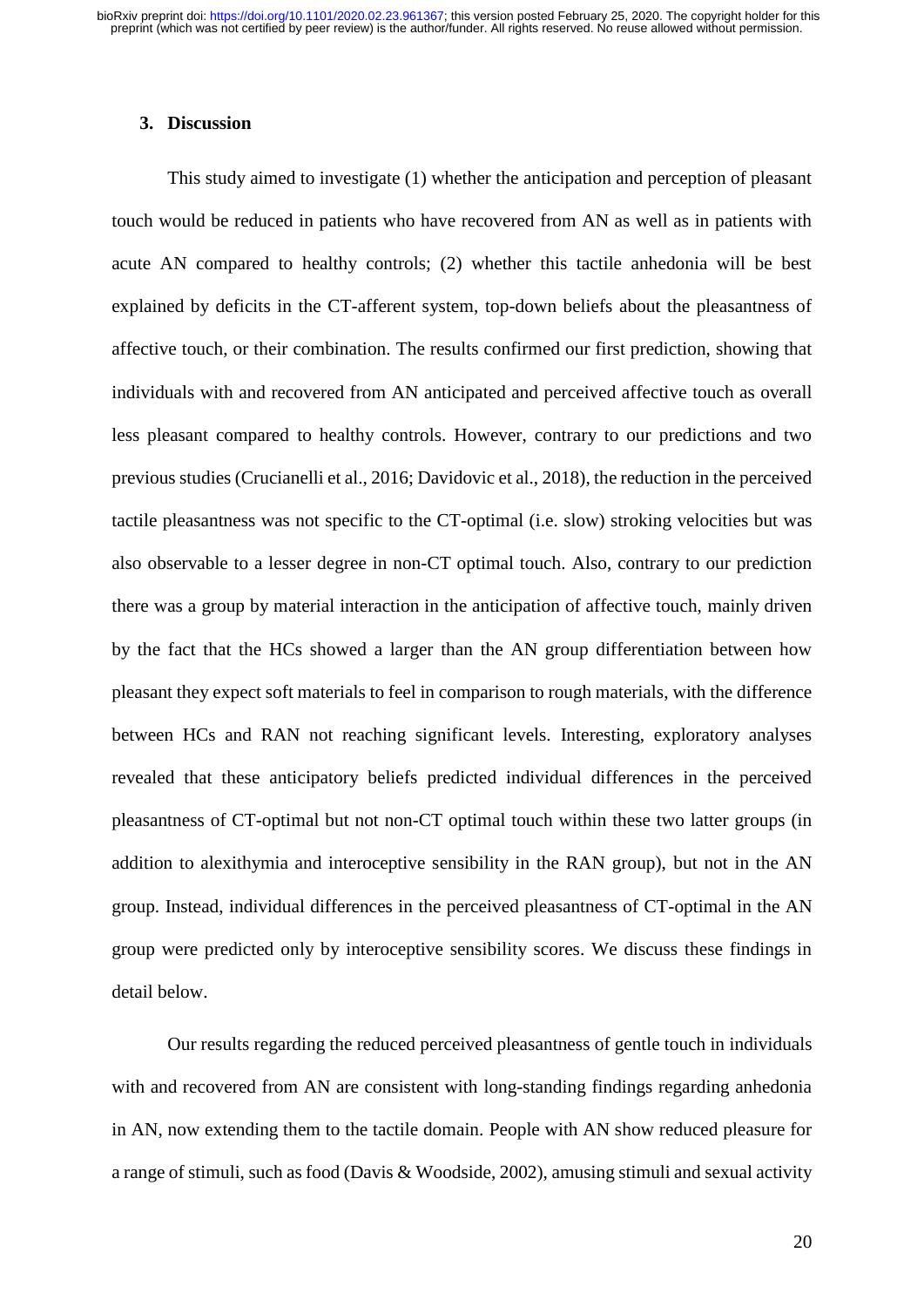## 3. Discussion

This study aimed to investigate (1) whether the anticipation and perception of pleasant touch would be reduced in patients who have recovered from AN as well as in patients with acute AN compared to healthy controls; (2) whether this tactile anhedonia will be best explained by deficits in the CT-afferent system, top-down beliefs about the pleasantness of affective touch, or their combination. The results confirmed our first prediction, showing that individuals with and recovered from AN anticipated and perceived affective touch as overall less pleasant compared to healthy controls. However, contrary to our predictions and two previous studies (Crucianelli et al., 2016; Davidovic et al., 2018), the reduction in the perceived tactile pleasantness was not specific to the CT-optimal (i.e. slow) stroking velocities but was also observable to a lesser degree in non-CT optimal touch. Also, contrary to our prediction there was a group by material interaction in the anticipation of affective touch, mainly driven by the fact that the HCs showed a larger than the AN group differentiation between how pleasant they expect soft materials to feel in comparison to rough materials, with the difference between HCs and RAN not reaching significant levels. Interesting, exploratory analyses revealed that these anticipatory beliefs predicted individual differences in the perceived pleasantness of CT-optimal but not non-CT optimal touch within these two latter groups (in addition to alexithymia and interoceptive sensibility in the RAN group), but not in the AN group. Instead, individual differences in the perceived pleasantness of CT-optimal in the AN group were predicted only by interoceptive sensibility scores. We discuss these findings in detail below.

Our results regarding the reduced perceived pleasantness of gentle touch in individuals with and recovered from AN are consistent with long-standing findings regarding anhedonia in AN, now extending them to the tactile domain. People with AN show reduced pleasure for a range of stimuli, such as food (Davis & Woodside, 2002), amusing stimuli and sexual activity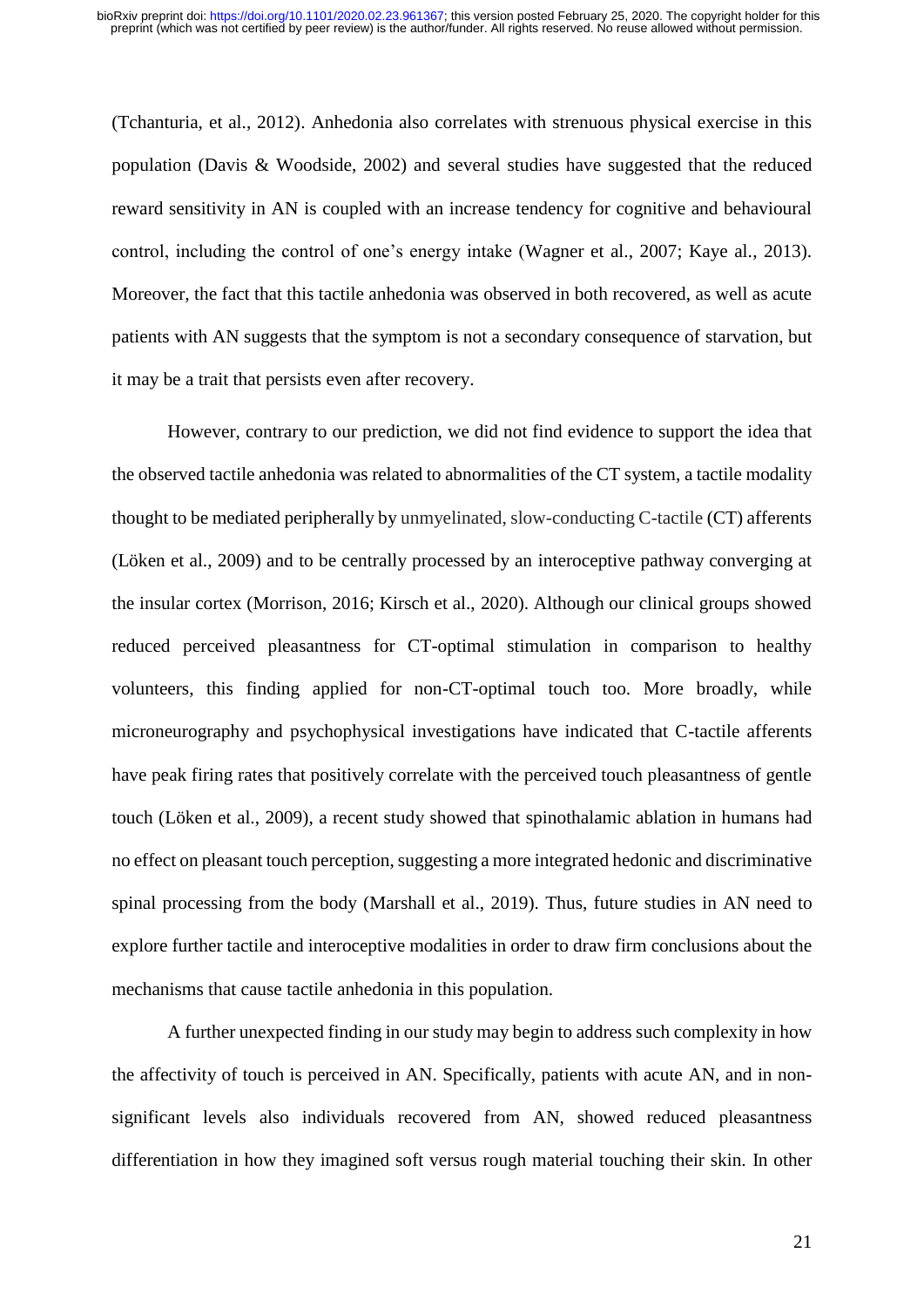(Tchanturia, et al., 2012). Anhedonia also correlates with strenuous physical exercise in this population (Davis & Woodside, 2002) and several studies have suggested that the reduced reward sensitivity in AN is coupled with an increase tendency for cognitive and behavioural control, including the control of one's energy intake (Wagner et al., 2007; Kaye al., 2013). Moreover, the fact that this tactile anhedonia was observed in both recovered, as well as acute patients with AN suggests that the symptom is not a secondary consequence of starvation, but it may be a trait that persists even after recovery.

However, contrary to our prediction, we did not find evidence to support the idea that the observed tactile anhedonia was related to abnormalities of the CT system, a tactile modality thought to be mediated peripherally by unmyelinated, slow-conducting C-tactile (CT) afferents (Löken et al., 2009) and to be centrally processed by an interoceptive pathway converging at the insular cortex (Morrison, 2016; Kirsch et al., 2020). Although our clinical groups showed reduced perceived pleasantness for CT-optimal stimulation in comparison to healthy volunteers, this finding applied for non-CT-optimal touch too. More broadly, while microneurography and psychophysical investigations have indicated that C-tactile afferents have peak firing rates that positively correlate with the perceived touch pleasantness of gentle touch (Löken et al., 2009), a recent study showed that spinothalamic ablation in humans had no effect on pleasant touch perception, suggesting a more integrated hedonic and discriminative spinal processing from the body (Marshall et al., 2019). Thus, future studies in AN need to explore further tactile and interoceptive modalities in order to draw firm conclusions about the mechanisms that cause tactile anhedonia in this population.

A further unexpected finding in our study may begin to address such complexity in how the affectivity of touch is perceived in AN. Specifically, patients with acute AN, and in non-significant levels also individuals recovered from AN, showed reduced pleasantness differentiation in how they imagined soft versus rough material touching their skin. In other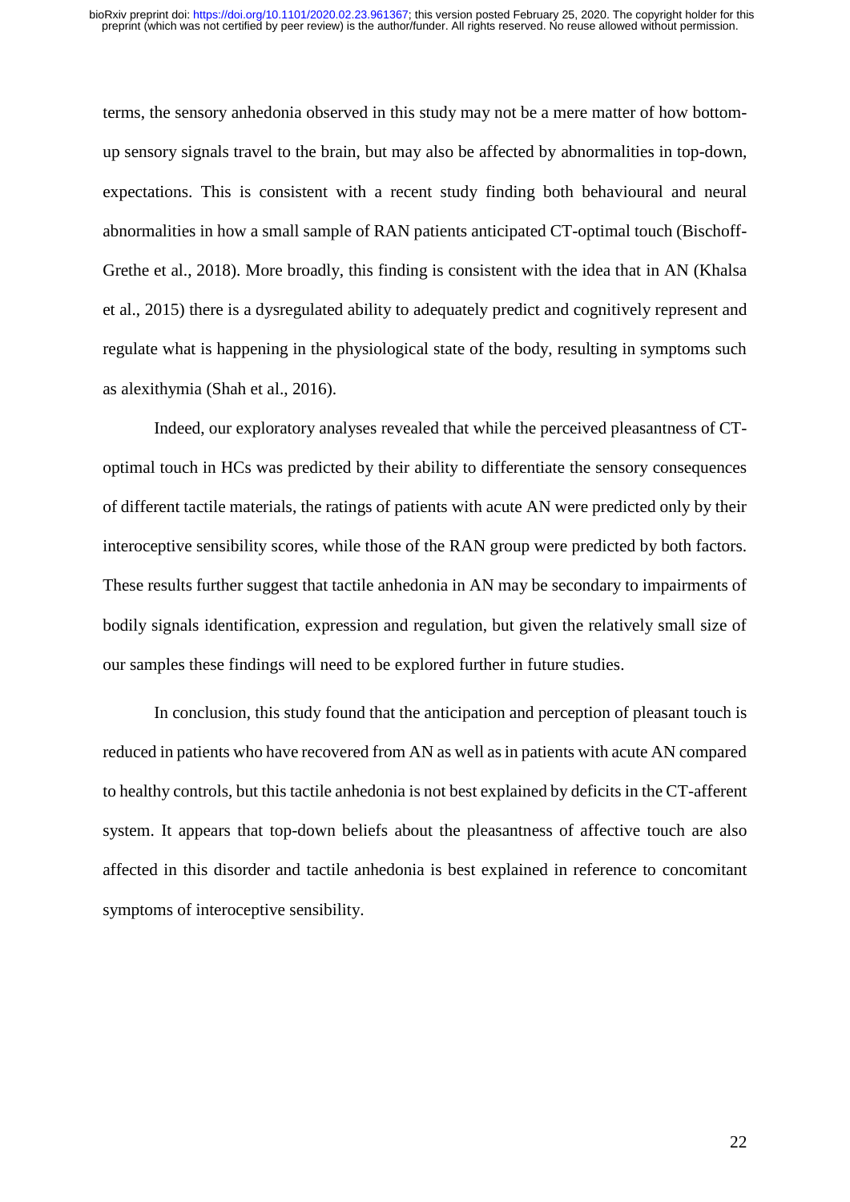terms, the sensory anhedonia observed in this study may not be a mere matter of how bottom-up sensory signals travel to the brain, but may also be affected by abnormalities in top-down, expectations. This is consistent with a recent study finding both behavioural and neural abnormalities in how a small sample of RAN patients anticipated CT-optimal touch (Bischoff-Grethe et al., 2018). More broadly, this finding is consistent with the idea that in AN (Khalsa et al., 2015) there is a dysregulated ability to adequately predict and cognitively represent and regulate what is happening in the physiological state of the body, resulting in symptoms such as alexithymia (Shah et al., 2016).

Indeed, our exploratory analyses revealed that while the perceived pleasantness of CT-optimal touch in HCs was predicted by their ability to differentiate the sensory consequences of different tactile materials, the ratings of patients with acute AN were predicted only by their interoceptive sensibility scores, while those of the RAN group were predicted by both factors. These results further suggest that tactile anhedonia in AN may be secondary to impairments of bodily signals identification, expression and regulation, but given the relatively small size of our samples these findings will need to be explored further in future studies.

In conclusion, this study found that the anticipation and perception of pleasant touch is reduced in patients who have recovered from AN as well as in patients with acute AN compared to healthy controls, but this tactile anhedonia is not best explained by deficits in the CT-afferent system. It appears that top-down beliefs about the pleasantness of affective touch are also affected in this disorder and tactile anhedonia is best explained in reference to concomitant symptoms of interoceptive sensibility.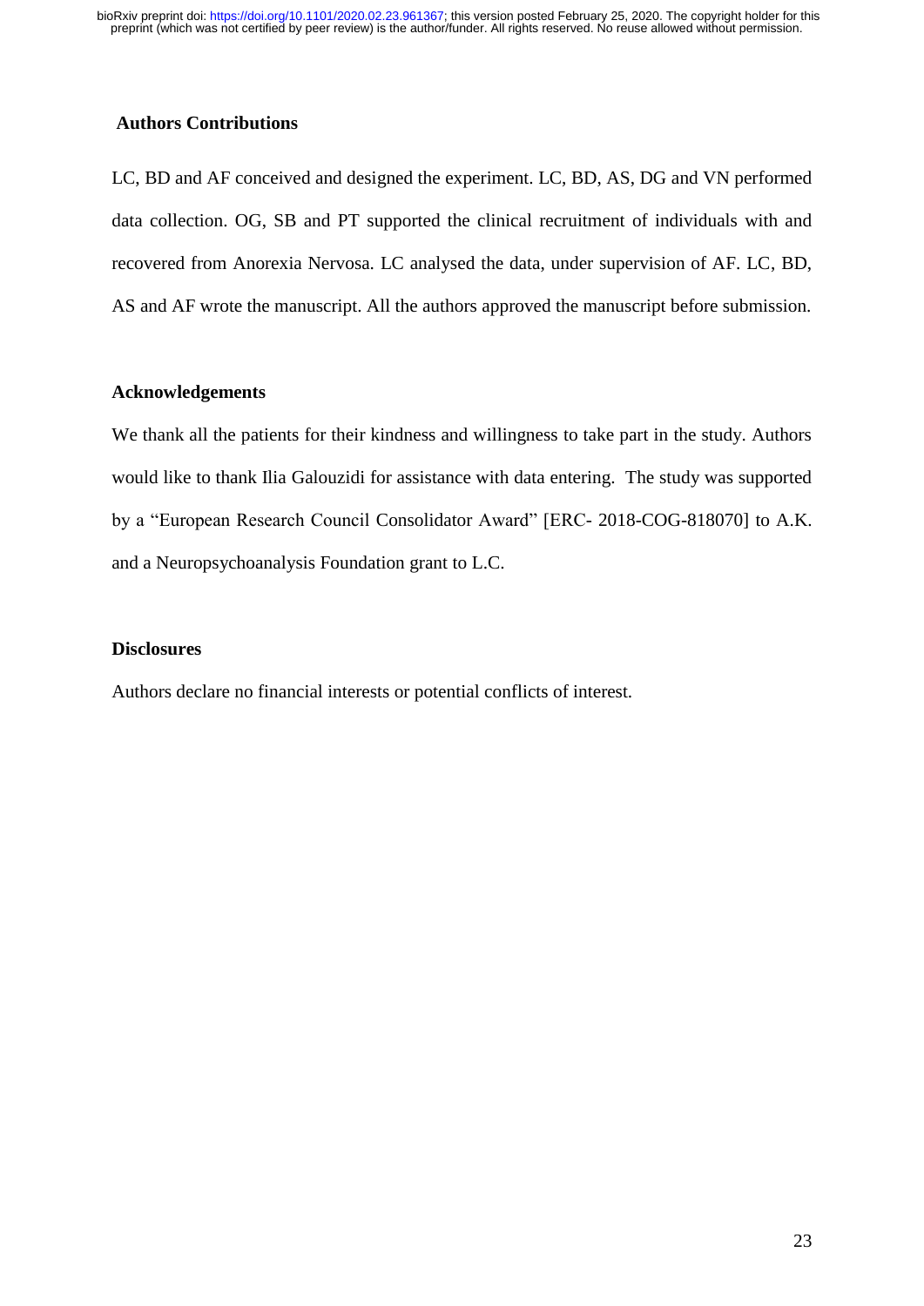## Authors Contributions

LC, BD and AF conceived and designed the experiment. LC, BD, AS, DG and VN performed data collection. OG, SB and PT supported the clinical recruitment of individuals with and recovered from Anorexia Nervosa. LC analysed the data, under supervision of AF. LC, BD, AS and AF wrote the manuscript. All the authors approved the manuscript before submission.

## Acknowledgements

We thank all the patients for their kindness and willingness to take part in the study. Authors would like to thank Ilia Galouzidi for assistance with data entering. The study was supported by a "European Research Council Consolidator Award" [ERC- 2018-COG-818070] to A.K. and a Neuropsychoanalysis Foundation grant to L.C.

## Disclosures

Authors declare no financial interests or potential conflicts of interest.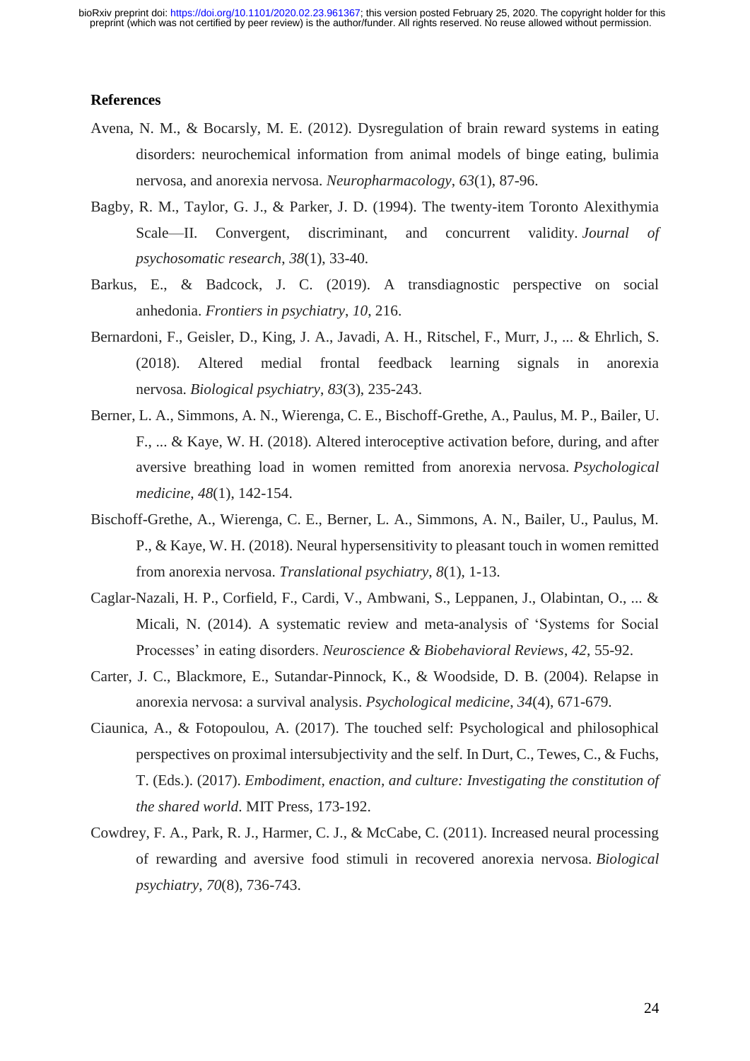## References

Avena, N. M., & Bocarsly, M. E. (2012). Dysregulation of brain reward systems in eating disorders: neurochemical information from animal models of binge eating, bulimia nervosa, and anorexia nervosa. *Neuropharmacology*, *63*(1), 87-96.

Bagby, R. M., Taylor, G. J., & Parker, J. D. (1994). The twenty-item Toronto Alexithymia Scale—II. Convergent, discriminant, and concurrent validity. *Journal of psychosomatic research*, *38*(1), 33-40.

Barkus, E., & Badcock, J. C. (2019). A transdiagnostic perspective on social anhedonia. *Frontiers in psychiatry*, *10*, 216.

Bernardoni, F., Geisler, D., King, J. A., Javadi, A. H., Ritschel, F., Murr, J., ... & Ehrlich, S. (2018). Altered medial frontal feedback learning signals in anorexia nervosa. *Biological psychiatry*, *83*(3), 235-243.

Berner, L. A., Simmons, A. N., Wierenga, C. E., Bischoff-Grethe, A., Paulus, M. P., Bailer, U. F., ... & Kaye, W. H. (2018). Altered interoceptive activation before, during, and after aversive breathing load in women remitted from anorexia nervosa. *Psychological medicine*, *48*(1), 142-154.

Bischoff-Grethe, A., Wierenga, C. E., Berner, L. A., Simmons, A. N., Bailer, U., Paulus, M. P., & Kaye, W. H. (2018). Neural hypersensitivity to pleasant touch in women remitted from anorexia nervosa. *Translational psychiatry*, *8*(1), 1-13.

Caglar-Nazali, H. P., Corfield, F., Cardi, V., Ambwani, S., Leppanen, J., Olabintan, O., ... & Micali, N. (2014). A systematic review and meta-analysis of 'Systems for Social Processes' in eating disorders. *Neuroscience & Biobehavioral Reviews*, *42*, 55-92.

Carter, J. C., Blackmore, E., Sutandar-Pinnock, K., & Woodside, D. B. (2004). Relapse in anorexia nervosa: a survival analysis. *Psychological medicine*, *34*(4), 671-679.

Ciaunica, A., & Fotopoulou, A. (2017). The touched self: Psychological and philosophical perspectives on proximal intersubjectivity and the self. In Durt, C., Tewes, C., & Fuchs, T. (Eds.). (2017). *Embodiment, enaction, and culture: Investigating the constitution of the shared world*. MIT Press, 173-192.

Cowdrey, F. A., Park, R. J., Harmer, C. J., & McCabe, C. (2011). Increased neural processing of rewarding and aversive food stimuli in recovered anorexia nervosa. *Biological psychiatry*, *70*(8), 736-743.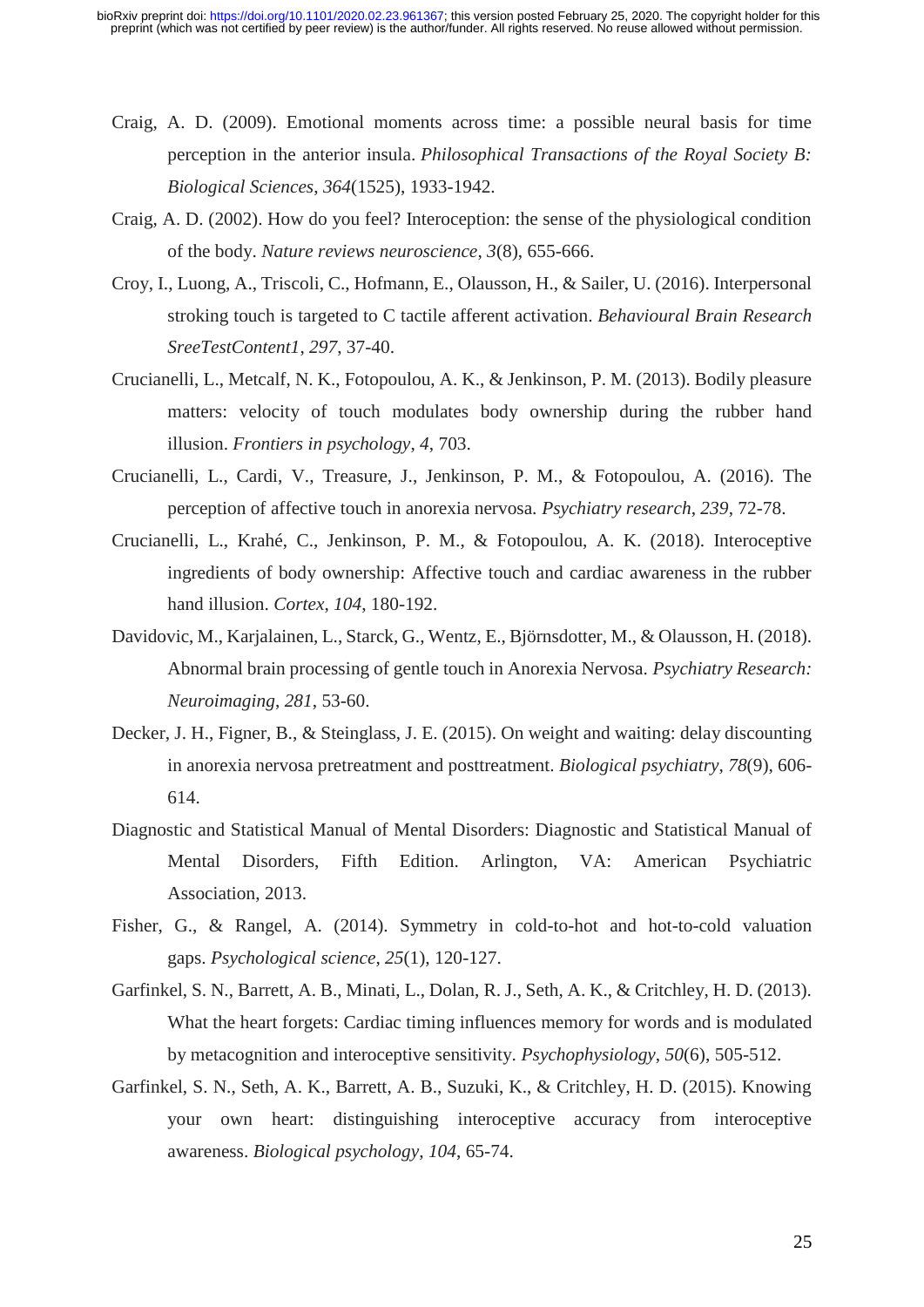Craig, A. D. (2009). Emotional moments across time: a possible neural basis for time perception in the anterior insula. *Philosophical Transactions of the Royal Society B: Biological Sciences*, *364*(1525), 1933-1942.

Craig, A. D. (2002). How do you feel? Interoception: the sense of the physiological condition of the body. *Nature reviews neuroscience*, *3*(8), 655-666.

Croy, I., Luong, A., Triscoli, C., Hofmann, E., Olausson, H., & Sailer, U. (2016). Interpersonal stroking touch is targeted to C tactile afferent activation. *Behavioural Brain Research SreeTestContent1*, *297*, 37-40.

Crucianelli, L., Metcalf, N. K., Fotopoulou, A. K., & Jenkinson, P. M. (2013). Bodily pleasure matters: velocity of touch modulates body ownership during the rubber hand illusion. *Frontiers in psychology*, *4*, 703.

Crucianelli, L., Cardi, V., Treasure, J., Jenkinson, P. M., & Fotopoulou, A. (2016). The perception of affective touch in anorexia nervosa. *Psychiatry research*, *239*, 72-78.

Crucianelli, L., Krahé, C., Jenkinson, P. M., & Fotopoulou, A. K. (2018). Interoceptive ingredients of body ownership: Affective touch and cardiac awareness in the rubber hand illusion. *Cortex*, *104*, 180-192.

Davidovic, M., Karjalainen, L., Starck, G., Wentz, E., Björnsdotter, M., & Olausson, H. (2018). Abnormal brain processing of gentle touch in Anorexia Nervosa. *Psychiatry Research: Neuroimaging*, *281*, 53-60.

Decker, J. H., Figner, B., & Steinglass, J. E. (2015). On weight and waiting: delay discounting in anorexia nervosa pretreatment and posttreatment. *Biological psychiatry*, *78*(9), 606-614.

Diagnostic and Statistical Manual of Mental Disorders: Diagnostic and Statistical Manual of Mental Disorders, Fifth Edition. Arlington, VA: American Psychiatric Association, 2013.

Fisher, G., & Rangel, A. (2014). Symmetry in cold-to-hot and hot-to-cold valuation gaps. *Psychological science*, *25*(1), 120-127.

Garfinkel, S. N., Barrett, A. B., Minati, L., Dolan, R. J., Seth, A. K., & Critchley, H. D. (2013). What the heart forgets: Cardiac timing influences memory for words and is modulated by metacognition and interoceptive sensitivity. *Psychophysiology*, *50*(6), 505-512.

Garfinkel, S. N., Seth, A. K., Barrett, A. B., Suzuki, K., & Critchley, H. D. (2015). Knowing your own heart: distinguishing interoceptive accuracy from interoceptive awareness. *Biological psychology*, *104*, 65-74.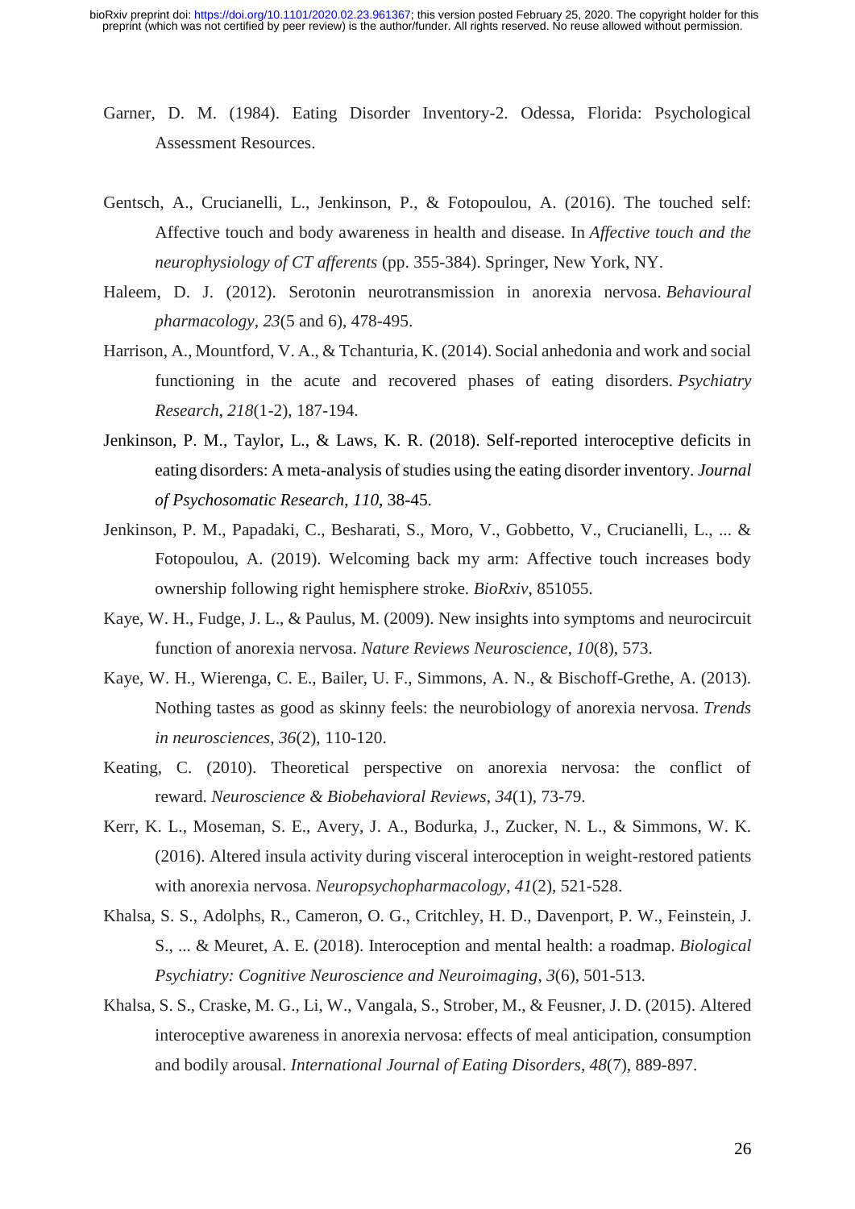Garner, D. M. (1984). Eating Disorder Inventory-2. Odessa, Florida: Psychological Assessment Resources.

Gentsch, A., Crucianelli, L., Jenkinson, P., & Fotopoulou, A. (2016). The touched self: Affective touch and body awareness in health and disease. In *Affective touch and the neurophysiology of CT afferents* (pp. 355-384). Springer, New York, NY.

Haleem, D. J. (2012). Serotonin neurotransmission in anorexia nervosa. *Behavioural pharmacology*, *23*(5 and 6), 478-495.

Harrison, A., Mountford, V. A., & Tchanturia, K. (2014). Social anhedonia and work and social functioning in the acute and recovered phases of eating disorders. *Psychiatry Research*, *218*(1-2), 187-194.

Jenkinson, P. M., Taylor, L., & Laws, K. R. (2018). Self-reported interoceptive deficits in eating disorders: A meta-analysis of studies using the eating disorder inventory. *Journal of Psychosomatic Research*, *110*, 38-45.

Jenkinson, P. M., Papadaki, C., Besharati, S., Moro, V., Gobbetto, V., Crucianelli, L., ... & Fotopoulou, A. (2019). Welcoming back my arm: Affective touch increases body ownership following right hemisphere stroke. *BioRxiv*, 851055.

Kaye, W. H., Fudge, J. L., & Paulus, M. (2009). New insights into symptoms and neurocircuit function of anorexia nervosa. *Nature Reviews Neuroscience*, *10*(8), 573.

Kaye, W. H., Wierenga, C. E., Bailer, U. F., Simmons, A. N., & Bischoff-Grethe, A. (2013). Nothing tastes as good as skinny feels: the neurobiology of anorexia nervosa. *Trends in neurosciences*, *36*(2), 110-120.

Keating, C. (2010). Theoretical perspective on anorexia nervosa: the conflict of reward. *Neuroscience & Biobehavioral Reviews*, *34*(1), 73-79.

Kerr, K. L., Moseman, S. E., Avery, J. A., Bodurka, J., Zucker, N. L., & Simmons, W. K. (2016). Altered insula activity during visceral interoception in weight-restored patients with anorexia nervosa. *Neuropsychopharmacology*, *41*(2), 521-528.

Khalsa, S. S., Adolphs, R., Cameron, O. G., Critchley, H. D., Davenport, P. W., Feinstein, J. S., ... & Meuret, A. E. (2018). Interoception and mental health: a roadmap. *Biological Psychiatry: Cognitive Neuroscience and Neuroimaging*, *3*(6), 501-513.

Khalsa, S. S., Craske, M. G., Li, W., Vangala, S., Strober, M., & Feusner, J. D. (2015). Altered interoceptive awareness in anorexia nervosa: effects of meal anticipation, consumption and bodily arousal. *International Journal of Eating Disorders*, *48*(7), 889-897.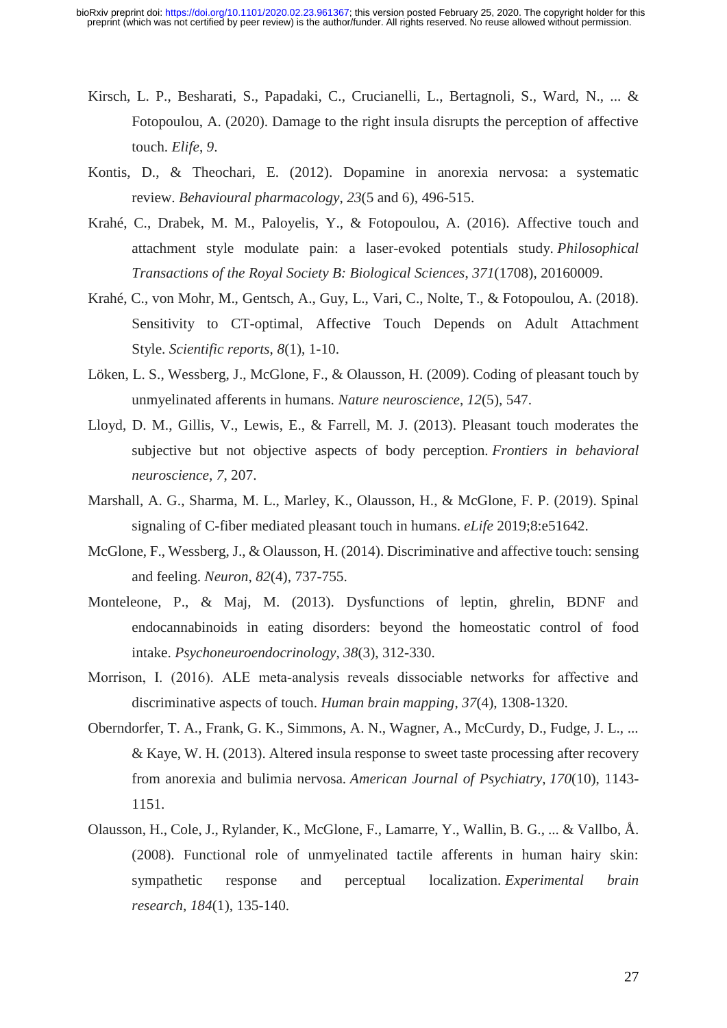Kirsch, L. P., Besharati, S., Papadaki, C., Crucianelli, L., Bertagnoli, S., Ward, N., ... & Fotopoulou, A. (2020). Damage to the right insula disrupts the perception of affective touch. *Elife*, *9*.

Kontis, D., & Theochari, E. (2012). Dopamine in anorexia nervosa: a systematic review. *Behavioural pharmacology*, *23*(5 and 6), 496-515.

Krahé, C., Drabek, M. M., Paloyelis, Y., & Fotopoulou, A. (2016). Affective touch and attachment style modulate pain: a laser-evoked potentials study. *Philosophical Transactions of the Royal Society B: Biological Sciences*, *371*(1708), 20160009.

Krahé, C., von Mohr, M., Gentsch, A., Guy, L., Vari, C., Nolte, T., & Fotopoulou, A. (2018). Sensitivity to CT-optimal, Affective Touch Depends on Adult Attachment Style. *Scientific reports*, *8*(1), 1-10.

Löken, L. S., Wessberg, J., McGlone, F., & Olausson, H. (2009). Coding of pleasant touch by unmyelinated afferents in humans. *Nature neuroscience*, *12*(5), 547.

Lloyd, D. M., Gillis, V., Lewis, E., & Farrell, M. J. (2013). Pleasant touch moderates the subjective but not objective aspects of body perception. *Frontiers in behavioral neuroscience*, *7*, 207.

Marshall, A. G., Sharma, M. L., Marley, K., Olausson, H., & McGlone, F. P. (2019). Spinal signaling of C-fiber mediated pleasant touch in humans. *eLife* 2019;8:e51642.

McGlone, F., Wessberg, J., & Olausson, H. (2014). Discriminative and affective touch: sensing and feeling. *Neuron*, *82*(4), 737-755.

Monteleone, P., & Maj, M. (2013). Dysfunctions of leptin, ghrelin, BDNF and endocannabinoids in eating disorders: beyond the homeostatic control of food intake. *Psychoneuroendocrinology*, *38*(3), 312-330.

Morrison, I. (2016). ALE meta-analysis reveals dissociable networks for affective and discriminative aspects of touch. *Human brain mapping*, *37*(4), 1308-1320.

Oberndorfer, T. A., Frank, G. K., Simmons, A. N., Wagner, A., McCurdy, D., Fudge, J. L., ... & Kaye, W. H. (2013). Altered insula response to sweet taste processing after recovery from anorexia and bulimia nervosa. *American Journal of Psychiatry*, *170*(10), 1143-1151.

Olausson, H., Cole, J., Rylander, K., McGlone, F., Lamarre, Y., Wallin, B. G., ... & Vallbo, Å. (2008). Functional role of unmyelinated tactile afferents in human hairy skin: sympathetic response and perceptual localization. *Experimental brain research*, *184*(1), 135-140.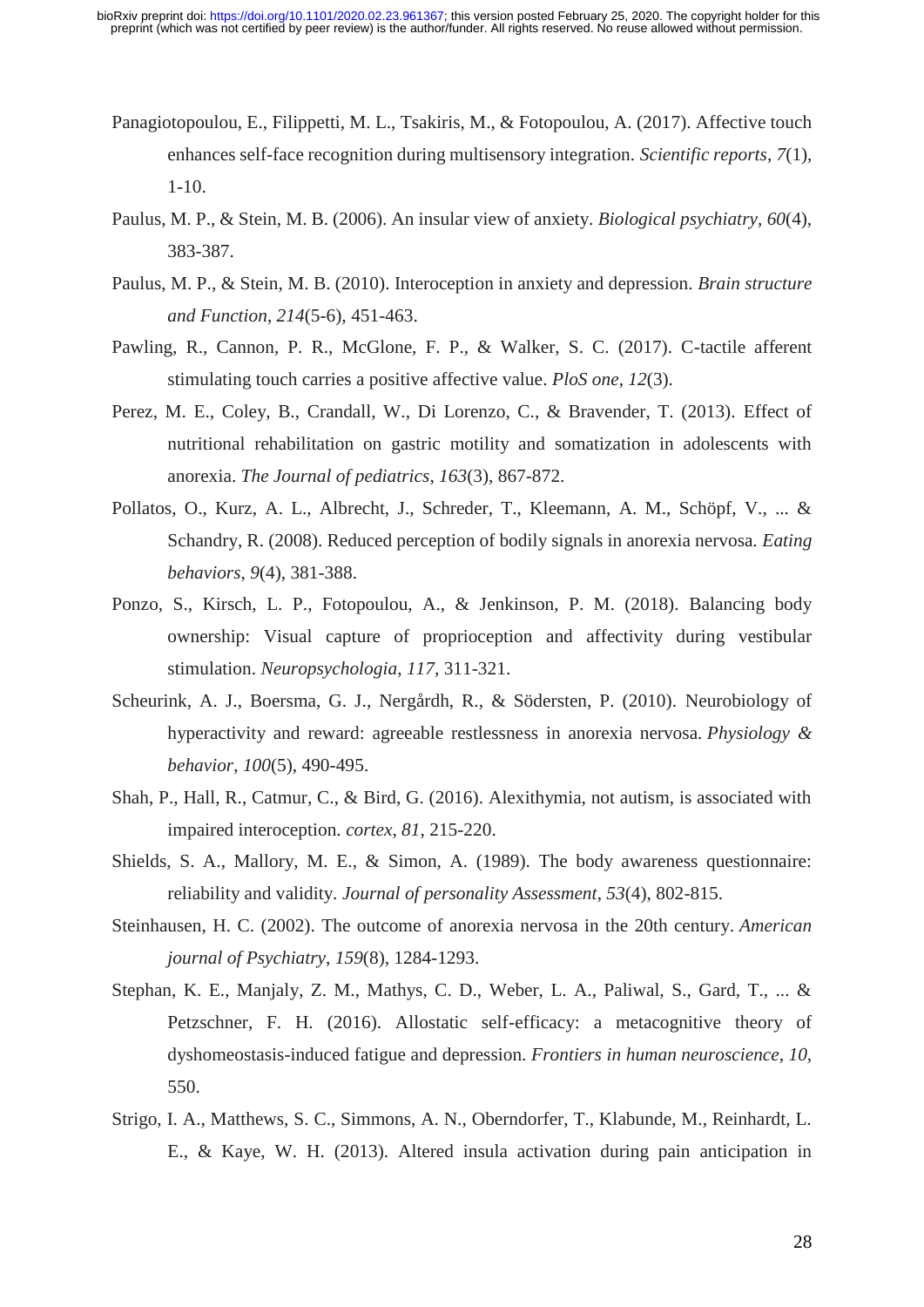Panagiotopoulou, E., Filippetti, M. L., Tsakiris, M., & Fotopoulou, A. (2017). Affective touch enhances self-face recognition during multisensory integration. *Scientific reports*, *7*(1), 1-10.

Paulus, M. P., & Stein, M. B. (2006). An insular view of anxiety. *Biological psychiatry*, *60*(4), 383-387.

Paulus, M. P., & Stein, M. B. (2010). Interoception in anxiety and depression. *Brain structure and Function*, *214*(5-6), 451-463.

Pawling, R., Cannon, P. R., McGlone, F. P., & Walker, S. C. (2017). C-tactile afferent stimulating touch carries a positive affective value. *PloS one*, *12*(3).

Perez, M. E., Coley, B., Crandall, W., Di Lorenzo, C., & Bravender, T. (2013). Effect of nutritional rehabilitation on gastric motility and somatization in adolescents with anorexia. *The Journal of pediatrics*, *163*(3), 867-872.

Pollatos, O., Kurz, A. L., Albrecht, J., Schreder, T., Kleemann, A. M., Schöpf, V., ... & Schandry, R. (2008). Reduced perception of bodily signals in anorexia nervosa. *Eating behaviors*, *9*(4), 381-388.

Ponzo, S., Kirsch, L. P., Fotopoulou, A., & Jenkinson, P. M. (2018). Balancing body ownership: Visual capture of proprioception and affectivity during vestibular stimulation. *Neuropsychologia*, *117*, 311-321.

Scheurink, A. J., Boersma, G. J., Nergårdh, R., & Södersten, P. (2010). Neurobiology of hyperactivity and reward: agreeable restlessness in anorexia nervosa. *Physiology & behavior*, *100*(5), 490-495.

Shah, P., Hall, R., Catmur, C., & Bird, G. (2016). Alexithymia, not autism, is associated with impaired interoception. *cortex*, *81*, 215-220.

Shields, S. A., Mallory, M. E., & Simon, A. (1989). The body awareness questionnaire: reliability and validity. *Journal of personality Assessment*, *53*(4), 802-815.

Steinhausen, H. C. (2002). The outcome of anorexia nervosa in the 20th century. *American journal of Psychiatry*, *159*(8), 1284-1293.

Stephan, K. E., Manjaly, Z. M., Mathys, C. D., Weber, L. A., Paliwal, S., Gard, T., ... & Petzschner, F. H. (2016). Allostatic self-efficacy: a metacognitive theory of dyshomeostasis-induced fatigue and depression. *Frontiers in human neuroscience*, *10*, 550.

Strigo, I. A., Matthews, S. C., Simmons, A. N., Oberndorfer, T., Klabunde, M., Reinhardt, L. E., & Kaye, W. H. (2013). Altered insula activation during pain anticipation in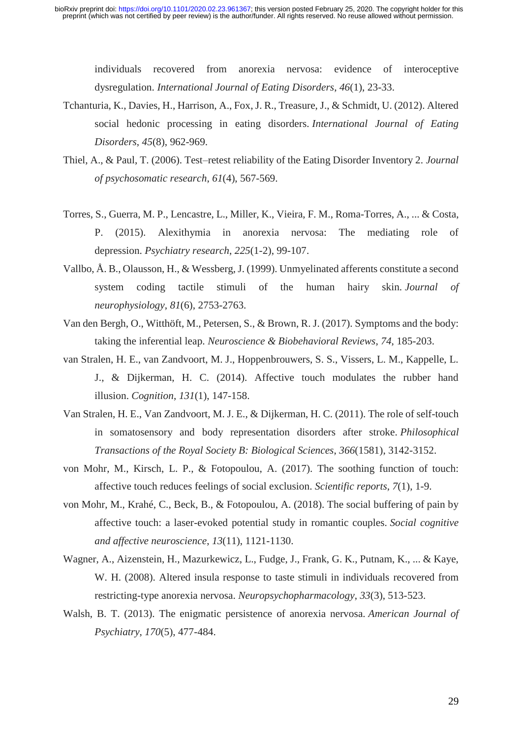individuals recovered from anorexia nervosa: evidence of interoceptive dysregulation. *International Journal of Eating Disorders*, *46*(1), 23-33.

Tchanturia, K., Davies, H., Harrison, A., Fox, J. R., Treasure, J., & Schmidt, U. (2012). Altered social hedonic processing in eating disorders. *International Journal of Eating Disorders*, *45*(8), 962-969.

Thiel, A., & Paul, T. (2006). Test–retest reliability of the Eating Disorder Inventory 2. *Journal of psychosomatic research*, *61*(4), 567-569.

Torres, S., Guerra, M. P., Lencastre, L., Miller, K., Vieira, F. M., Roma-Torres, A., ... & Costa, P. (2015). Alexithymia in anorexia nervosa: The mediating role of depression. *Psychiatry research*, *225*(1-2), 99-107.

Vallbo, Å. B., Olausson, H., & Wessberg, J. (1999). Unmyelinated afferents constitute a second system coding tactile stimuli of the human hairy skin. *Journal of neurophysiology*, *81*(6), 2753-2763.

Van den Bergh, O., Witthöft, M., Petersen, S., & Brown, R. J. (2017). Symptoms and the body: taking the inferential leap. *Neuroscience & Biobehavioral Reviews*, *74*, 185-203.

van Stralen, H. E., van Zandvoort, M. J., Hoppenbrouwers, S. S., Vissers, L. M., Kappelle, L. J., & Dijkerman, H. C. (2014). Affective touch modulates the rubber hand illusion. *Cognition*, *131*(1), 147-158.

Van Stralen, H. E., Van Zandvoort, M. J. E., & Dijkerman, H. C. (2011). The role of self-touch in somatosensory and body representation disorders after stroke. *Philosophical Transactions of the Royal Society B: Biological Sciences*, *366*(1581), 3142-3152.

von Mohr, M., Kirsch, L. P., & Fotopoulou, A. (2017). The soothing function of touch: affective touch reduces feelings of social exclusion. *Scientific reports*, *7*(1), 1-9.

von Mohr, M., Krahé, C., Beck, B., & Fotopoulou, A. (2018). The social buffering of pain by affective touch: a laser-evoked potential study in romantic couples. *Social cognitive and affective neuroscience*, *13*(11), 1121-1130.

Wagner, A., Aizenstein, H., Mazurkewicz, L., Fudge, J., Frank, G. K., Putnam, K., ... & Kaye, W. H. (2008). Altered insula response to taste stimuli in individuals recovered from restricting-type anorexia nervosa. *Neuropsychopharmacology*, *33*(3), 513-523.

Walsh, B. T. (2013). The enigmatic persistence of anorexia nervosa. *American Journal of Psychiatry*, *170*(5), 477-484.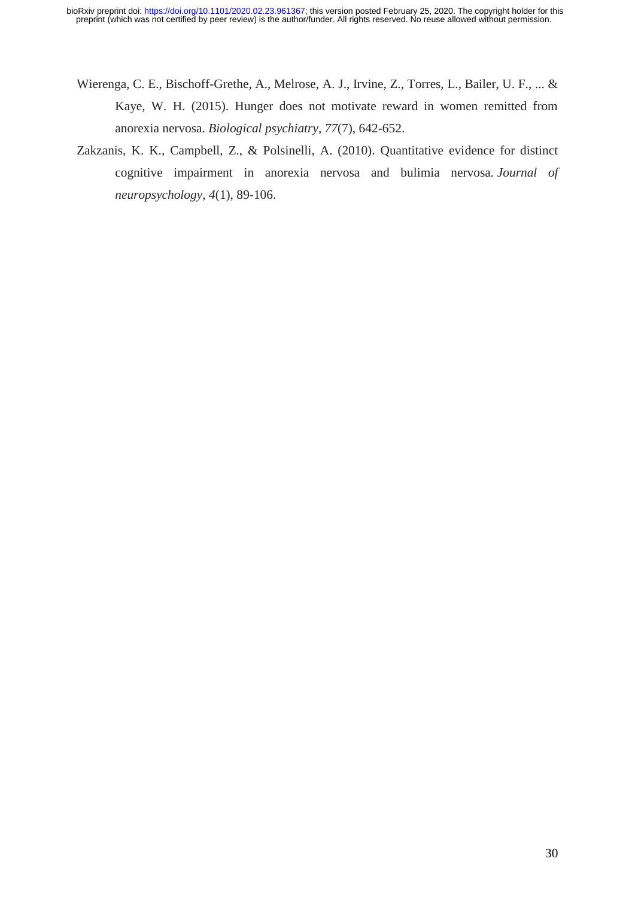Wierenga, C. E., Bischoff-Grethe, A., Melrose, A. J., Irvine, Z., Torres, L., Bailer, U. F., ... & Kaye, W. H. (2015). Hunger does not motivate reward in women remitted from anorexia nervosa. *Biological psychiatry*, *77*(7), 642-652.

Zakzanis, K. K., Campbell, Z., & Polsinelli, A. (2010). Quantitative evidence for distinct cognitive impairment in anorexia nervosa and bulimia nervosa. *Journal of neuropsychology*, *4*(1), 89-106.